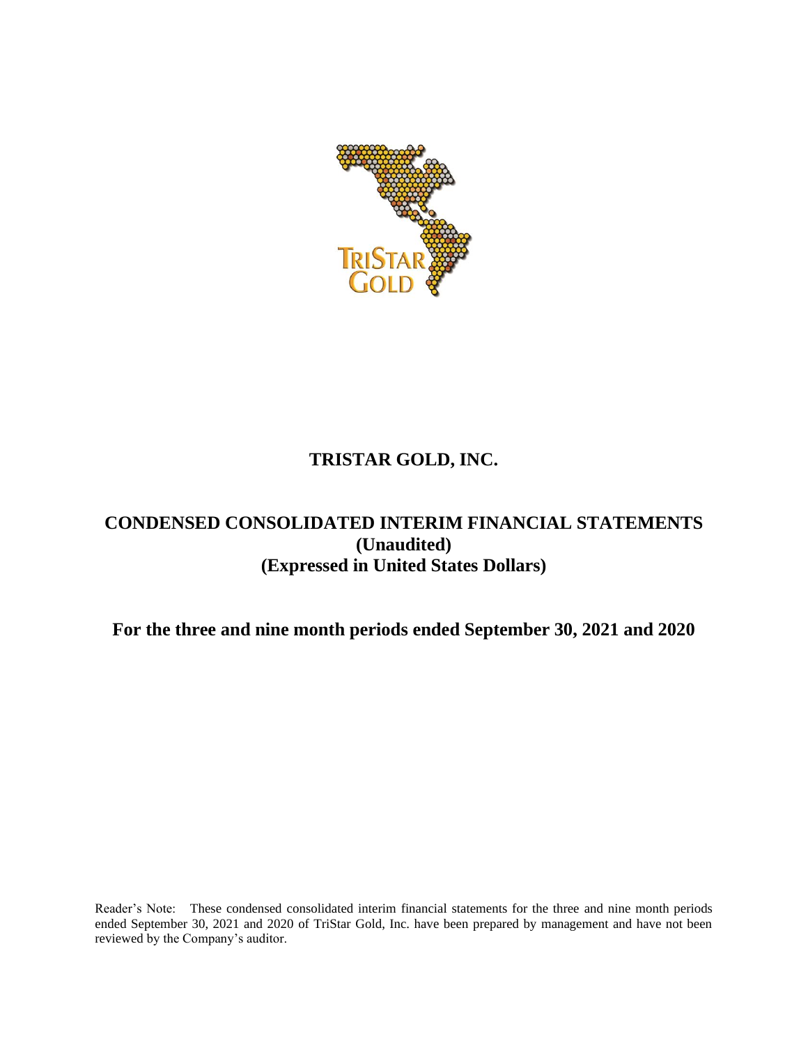# TRISTAR GOLD, INC.

## CONDENSED CONSOLIDATED INTERIM FINANCIAL STATEMENTS
## (Unaudited)
## (Expressed in United States Dollars)

## For the three and nine month periods ended September 30, 2021 and 2020

Reader's Note: These condensed consolidated interim financial statements for the three and nine month periods ended September 30, 2021 and 2020 of TriStar Gold, Inc. have been prepared by management and have not been reviewed by the Company's auditor.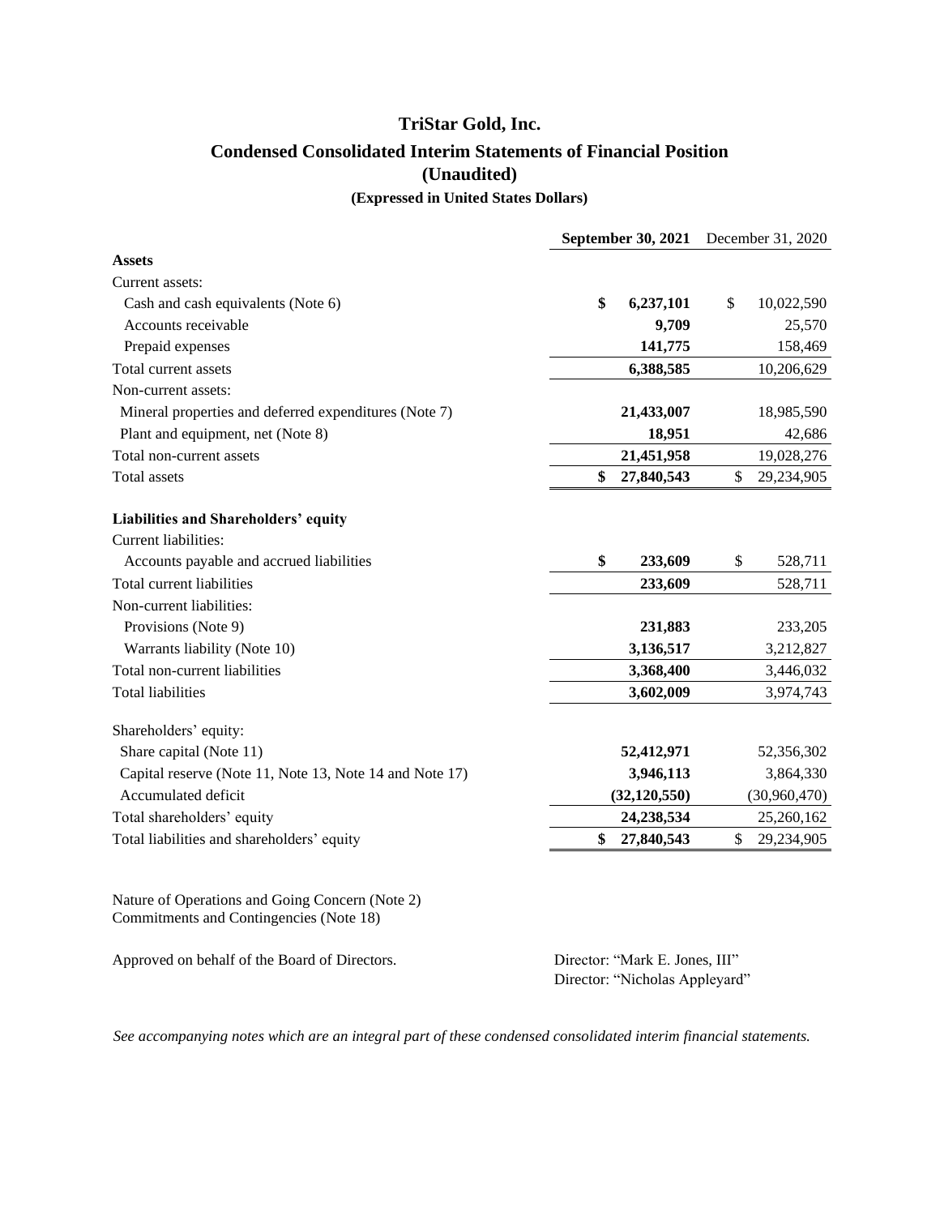# TriStar Gold, Inc.

## Condensed Consolidated Interim Statements of Financial Position

### (Unaudited)

#### (Expressed in United States Dollars)

| | **September 30, 2021** | December 31, 2020 |
|---|---|---|
| **Assets** | | |
| Current assets: | | |
| Cash and cash equivalents (Note 6) | **$ 6,237,101** | $ 10,022,590 |
| Accounts receivable | **9,709** | 25,570 |
| Prepaid expenses | **141,775** | 158,469 |
| Total current assets | **6,388,585** | 10,206,629 |
| Non-current assets: | | |
| Mineral properties and deferred expenditures (Note 7) | **21,433,007** | 18,985,590 |
| Plant and equipment, net (Note 8) | **18,951** | 42,686 |
| Total non-current assets | **21,451,958** | 19,028,276 |
| Total assets | **$ 27,840,543** | $ 29,234,905 |
| | | |
| **Liabilities and Shareholders' equity** | | |
| Current liabilities: | | |
| Accounts payable and accrued liabilities | **$ 233,609** | $ 528,711 |
| Total current liabilities | **233,609** | 528,711 |
| Non-current liabilities: | | |
| Provisions (Note 9) | **231,883** | 233,205 |
| Warrants liability (Note 10) | **3,136,517** | 3,212,827 |
| Total non-current liabilities | **3,368,400** | 3,446,032 |
| Total liabilities | **3,602,009** | 3,974,743 |
| | | |
| Shareholders' equity: | | |
| Share capital (Note 11) | **52,412,971** | 52,356,302 |
| Capital reserve (Note 11, Note 13, Note 14 and Note 17) | **3,946,113** | 3,864,330 |
| Accumulated deficit | **(32,120,550)** | (30,960,470) |
| Total shareholders' equity | **24,238,534** | 25,260,162 |
| Total liabilities and shareholders' equity | **$ 27,840,543** | $ 29,234,905 |

Nature of Operations and Going Concern (Note 2)
Commitments and Contingencies (Note 18)

Approved on behalf of the Board of Directors.

Director: "Mark E. Jones, III"
Director: "Nicholas Appleyard"

*See accompanying notes which are an integral part of these condensed consolidated interim financial statements.*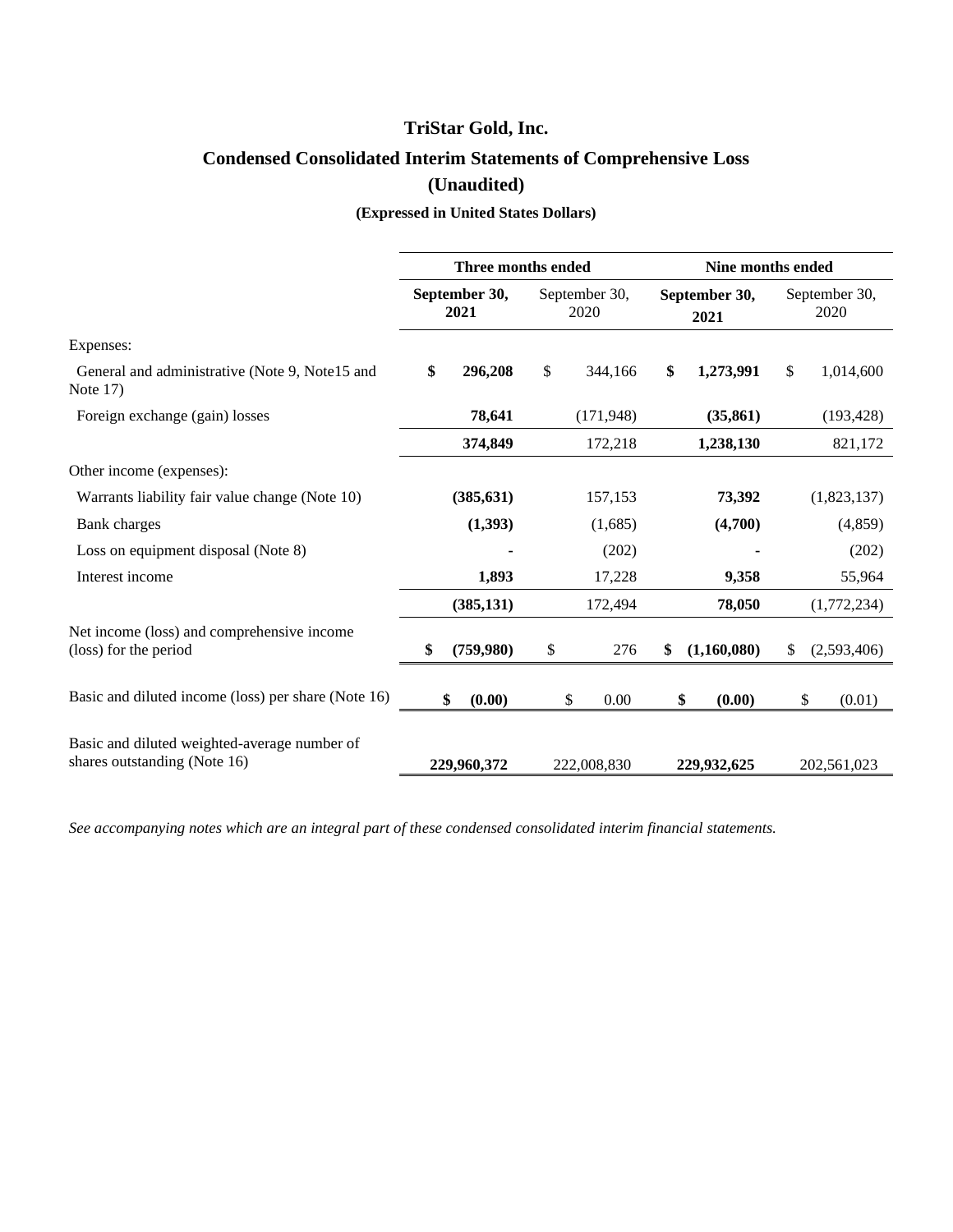# TriStar Gold, Inc.

## Condensed Consolidated Interim Statements of Comprehensive Loss

## (Unaudited)

### (Expressed in United States Dollars)

| | Three months ended | | Nine months ended | |
|---|---|---|---|---|
| | **September 30, 2021** | September 30, 2020 | **September 30, 2021** | September 30, 2020 |
| Expenses: | | | | |
| General and administrative (Note 9, Note15 and Note 17) | **$ 296,208** | $ 344,166 | **$ 1,273,991** | $ 1,014,600 |
| Foreign exchange (gain) losses | **78,641** | (171,948) | **(35,861)** | (193,428) |
| | **374,849** | 172,218 | **1,238,130** | 821,172 |
| Other income (expenses): | | | | |
| Warrants liability fair value change (Note 10) | **(385,631)** | 157,153 | **73,392** | (1,823,137) |
| Bank charges | **(1,393)** | (1,685) | **(4,700)** | (4,859) |
| Loss on equipment disposal (Note 8) | **-** | (202) | **-** | (202) |
| Interest income | **1,893** | 17,228 | **9,358** | 55,964 |
| | **(385,131)** | 172,494 | **78,050** | (1,772,234) |
| Net income (loss) and comprehensive income (loss) for the period | **$ (759,980)** | $ 276 | **$ (1,160,080)** | $ (2,593,406) |
| Basic and diluted income (loss) per share (Note 16) | **$ (0.00)** | $ 0.00 | **$ (0.00)** | $ (0.01) |
| Basic and diluted weighted-average number of shares outstanding (Note 16) | **229,960,372** | 222,008,830 | **229,932,625** | 202,561,023 |

*See accompanying notes which are an integral part of these condensed consolidated interim financial statements.*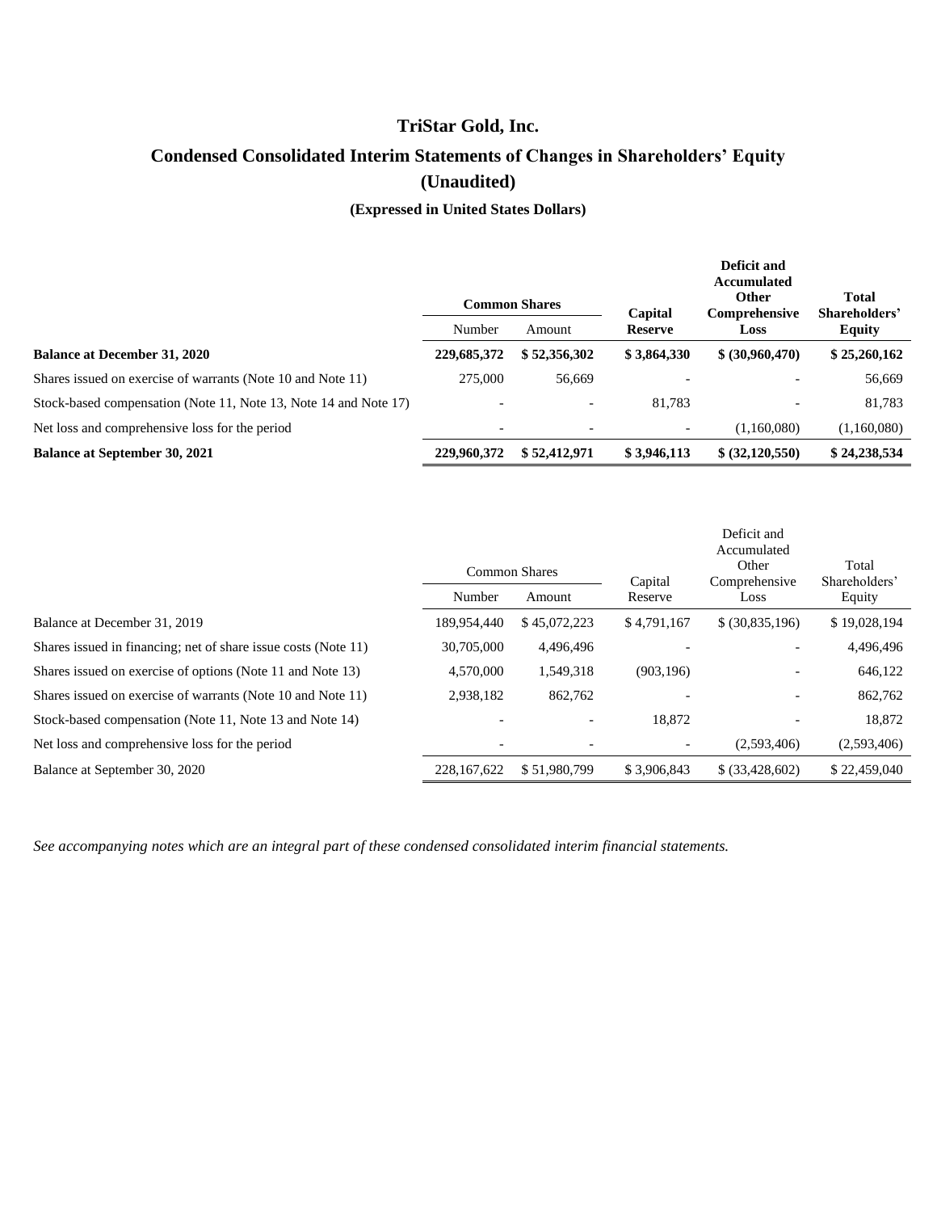# TriStar Gold, Inc.

## Condensed Consolidated Interim Statements of Changes in Shareholders' Equity (Unaudited)

### (Expressed in United States Dollars)

| | Common Shares | | Capital Reserve | Deficit and Accumulated Other Comprehensive Loss | Total Shareholders' Equity |
|---|---|---|---|---|---|
| | Number | Amount | | | |
| **Balance at December 31, 2020** | **229,685,372** | **$ 52,356,302** | **$ 3,864,330** | **$ (30,960,470)** | **$ 25,260,162** |
| Shares issued on exercise of warrants (Note 10 and Note 11) | 275,000 | 56,669 | - | - | 56,669 |
| Stock-based compensation (Note 11, Note 13, Note 14 and Note 17) | - | - | 81,783 | - | 81,783 |
| Net loss and comprehensive loss for the period | - | - | - | (1,160,080) | (1,160,080) |
| **Balance at September 30, 2021** | **229,960,372** | **$ 52,412,971** | **$ 3,946,113** | **$ (32,120,550)** | **$ 24,238,534** |

| | Common Shares | | Capital Reserve | Deficit and Accumulated Other Comprehensive Loss | Total Shareholders' Equity |
|---|---|---|---|---|---|
| | Number | Amount | | | |
| Balance at December 31, 2019 | 189,954,440 | $ 45,072,223 | $ 4,791,167 | $ (30,835,196) | $ 19,028,194 |
| Shares issued in financing; net of share issue costs (Note 11) | 30,705,000 | 4,496,496 | - | - | 4,496,496 |
| Shares issued on exercise of options (Note 11 and Note 13) | 4,570,000 | 1,549,318 | (903,196) | - | 646,122 |
| Shares issued on exercise of warrants (Note 10 and Note 11) | 2,938,182 | 862,762 | - | - | 862,762 |
| Stock-based compensation (Note 11, Note 13 and Note 14) | - | - | 18,872 | - | 18,872 |
| Net loss and comprehensive loss for the period | - | - | - | (2,593,406) | (2,593,406) |
| Balance at September 30, 2020 | 228,167,622 | $ 51,980,799 | $ 3,906,843 | $ (33,428,602) | $ 22,459,040 |

*See accompanying notes which are an integral part of these condensed consolidated interim financial statements.*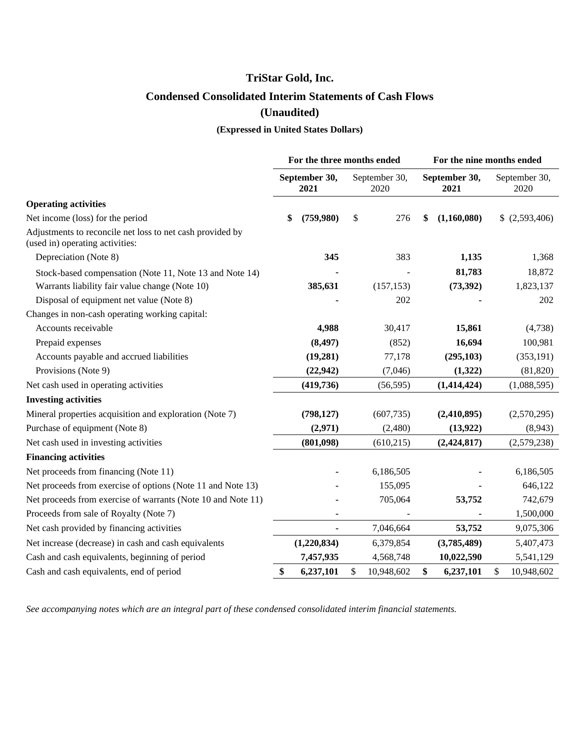# TriStar Gold, Inc.

## Condensed Consolidated Interim Statements of Cash Flows

## (Unaudited)

### (Expressed in United States Dollars)

| | For the three months ended | | For the nine months ended | |
|---|---|---|---|---|
| | **September 30, 2021** | September 30, 2020 | **September 30, 2021** | September 30, 2020 |
| **Operating activities** | | | | |
| Net income (loss) for the period | **$ (759,980)** | $ 276 | **$ (1,160,080)** | $ (2,593,406) |
| Adjustments to reconcile net loss to net cash provided by (used in) operating activities: | | | | |
| Depreciation (Note 8) | **345** | 383 | **1,135** | 1,368 |
| Stock-based compensation (Note 11, Note 13 and Note 14) | **-** | - | **81,783** | 18,872 |
| Warrants liability fair value change (Note 10) | **385,631** | (157,153) | **(73,392)** | 1,823,137 |
| Disposal of equipment net value (Note 8) | **-** | 202 | **-** | 202 |
| Changes in non-cash operating working capital: | | | | |
| Accounts receivable | **4,988** | 30,417 | **15,861** | (4,738) |
| Prepaid expenses | **(8,497)** | (852) | **16,694** | 100,981 |
| Accounts payable and accrued liabilities | **(19,281)** | 77,178 | **(295,103)** | (353,191) |
| Provisions (Note 9) | **(22,942)** | (7,046) | **(1,322)** | (81,820) |
| Net cash used in operating activities | **(419,736)** | (56,595) | **(1,414,424)** | (1,088,595) |
| **Investing activities** | | | | |
| Mineral properties acquisition and exploration (Note 7) | **(798,127)** | (607,735) | **(2,410,895)** | (2,570,295) |
| Purchase of equipment (Note 8) | **(2,971)** | (2,480) | **(13,922)** | (8,943) |
| Net cash used in investing activities | **(801,098)** | (610,215) | **(2,424,817)** | (2,579,238) |
| **Financing activities** | | | | |
| Net proceeds from financing (Note 11) | **-** | 6,186,505 | **-** | 6,186,505 |
| Net proceeds from exercise of options (Note 11 and Note 13) | **-** | 155,095 | **-** | 646,122 |
| Net proceeds from exercise of warrants (Note 10 and Note 11) | **-** | 705,064 | **53,752** | 742,679 |
| Proceeds from sale of Royalty (Note 7) | **-** | - | **-** | 1,500,000 |
| Net cash provided by financing activities | **-** | 7,046,664 | **53,752** | 9,075,306 |
| Net increase (decrease) in cash and cash equivalents | **(1,220,834)** | 6,379,854 | **(3,785,489)** | 5,407,473 |
| Cash and cash equivalents, beginning of period | **7,457,935** | 4,568,748 | **10,022,590** | 5,541,129 |
| Cash and cash equivalents, end of period | **$ 6,237,101** | $ 10,948,602 | **$ 6,237,101** | $ 10,948,602 |

*See accompanying notes which are an integral part of these condensed consolidated interim financial statements.*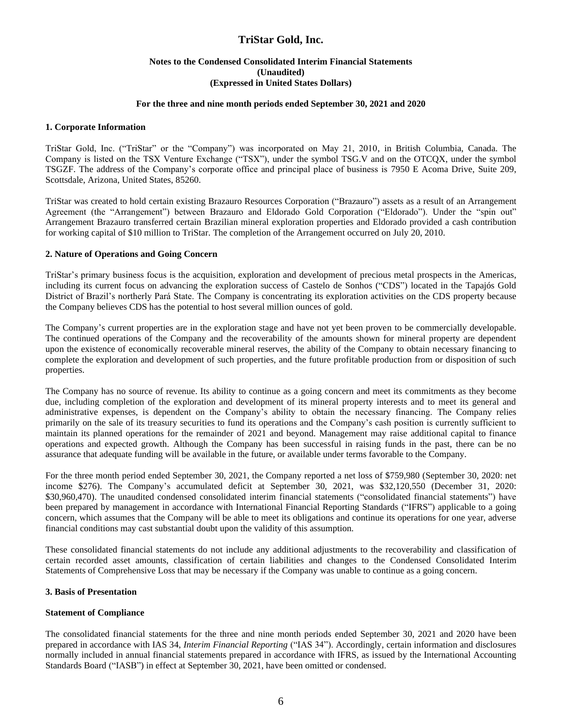# TriStar Gold, Inc.

**Notes to the Condensed Consolidated Interim Financial Statements**
**(Unaudited)**
**(Expressed in United States Dollars)**

**For the three and nine month periods ended September 30, 2021 and 2020**

## 1. Corporate Information

TriStar Gold, Inc. ("TriStar" or the "Company") was incorporated on May 21, 2010, in British Columbia, Canada. The Company is listed on the TSX Venture Exchange ("TSX"), under the symbol TSG.V and on the OTCQX, under the symbol TSGZF. The address of the Company's corporate office and principal place of business is 7950 E Acoma Drive, Suite 209, Scottsdale, Arizona, United States, 85260.

TriStar was created to hold certain existing Brazauro Resources Corporation ("Brazauro") assets as a result of an Arrangement Agreement (the "Arrangement") between Brazauro and Eldorado Gold Corporation ("Eldorado"). Under the "spin out" Arrangement Brazauro transferred certain Brazilian mineral exploration properties and Eldorado provided a cash contribution for working capital of $10 million to TriStar. The completion of the Arrangement occurred on July 20, 2010.

## 2. Nature of Operations and Going Concern

TriStar's primary business focus is the acquisition, exploration and development of precious metal prospects in the Americas, including its current focus on advancing the exploration success of Castelo de Sonhos ("CDS") located in the Tapajós Gold District of Brazil's northerly Pará State. The Company is concentrating its exploration activities on the CDS property because the Company believes CDS has the potential to host several million ounces of gold.

The Company's current properties are in the exploration stage and have not yet been proven to be commercially developable. The continued operations of the Company and the recoverability of the amounts shown for mineral property are dependent upon the existence of economically recoverable mineral reserves, the ability of the Company to obtain necessary financing to complete the exploration and development of such properties, and the future profitable production from or disposition of such properties.

The Company has no source of revenue. Its ability to continue as a going concern and meet its commitments as they become due, including completion of the exploration and development of its mineral property interests and to meet its general and administrative expenses, is dependent on the Company's ability to obtain the necessary financing. The Company relies primarily on the sale of its treasury securities to fund its operations and the Company's cash position is currently sufficient to maintain its planned operations for the remainder of 2021 and beyond. Management may raise additional capital to finance operations and expected growth. Although the Company has been successful in raising funds in the past, there can be no assurance that adequate funding will be available in the future, or available under terms favorable to the Company.

For the three month period ended September 30, 2021, the Company reported a net loss of $759,980 (September 30, 2020: net income $276). The Company's accumulated deficit at September 30, 2021, was $32,120,550 (December 31, 2020: $30,960,470). The unaudited condensed consolidated interim financial statements ("consolidated financial statements") have been prepared by management in accordance with International Financial Reporting Standards ("IFRS") applicable to a going concern, which assumes that the Company will be able to meet its obligations and continue its operations for one year, adverse financial conditions may cast substantial doubt upon the validity of this assumption.

These consolidated financial statements do not include any additional adjustments to the recoverability and classification of certain recorded asset amounts, classification of certain liabilities and changes to the Condensed Consolidated Interim Statements of Comprehensive Loss that may be necessary if the Company was unable to continue as a going concern.

## 3. Basis of Presentation

### Statement of Compliance

The consolidated financial statements for the three and nine month periods ended September 30, 2021 and 2020 have been prepared in accordance with IAS 34, *Interim Financial Reporting* ("IAS 34"). Accordingly, certain information and disclosures normally included in annual financial statements prepared in accordance with IFRS, as issued by the International Accounting Standards Board ("IASB") in effect at September 30, 2021, have been omitted or condensed.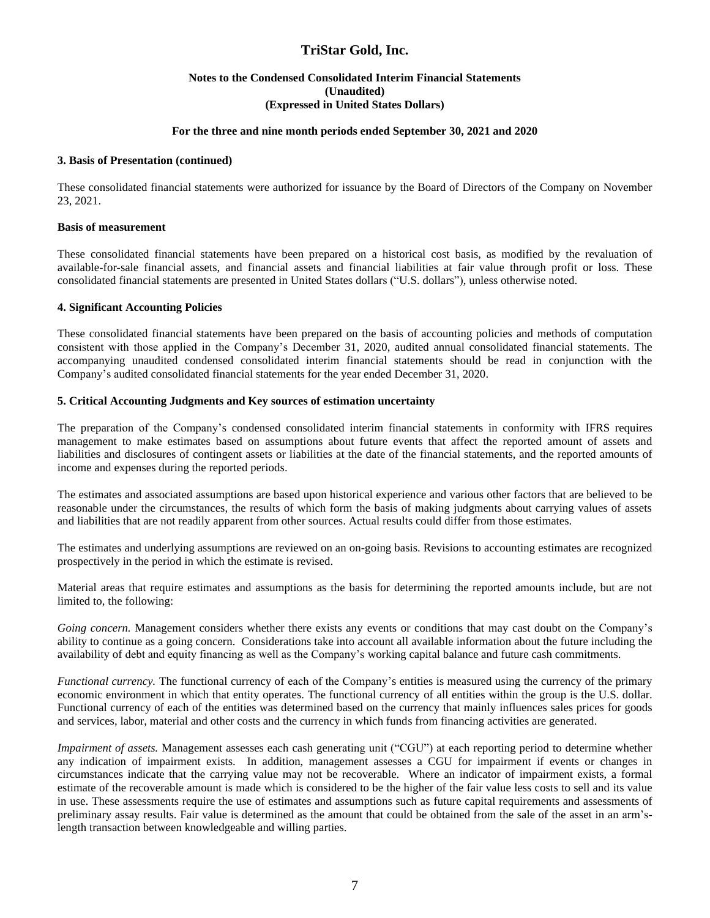### 3. Basis of Presentation (continued)

These consolidated financial statements were authorized for issuance by the Board of Directors of the Company on November 23, 2021.

#### Basis of measurement

These consolidated financial statements have been prepared on a historical cost basis, as modified by the revaluation of available-for-sale financial assets, and financial assets and financial liabilities at fair value through profit or loss. These consolidated financial statements are presented in United States dollars ("U.S. dollars"), unless otherwise noted.

### 4. Significant Accounting Policies

These consolidated financial statements have been prepared on the basis of accounting policies and methods of computation consistent with those applied in the Company's December 31, 2020, audited annual consolidated financial statements. The accompanying unaudited condensed consolidated interim financial statements should be read in conjunction with the Company's audited consolidated financial statements for the year ended December 31, 2020.

### 5. Critical Accounting Judgments and Key sources of estimation uncertainty

The preparation of the Company's condensed consolidated interim financial statements in conformity with IFRS requires management to make estimates based on assumptions about future events that affect the reported amount of assets and liabilities and disclosures of contingent assets or liabilities at the date of the financial statements, and the reported amounts of income and expenses during the reported periods.

The estimates and associated assumptions are based upon historical experience and various other factors that are believed to be reasonable under the circumstances, the results of which form the basis of making judgments about carrying values of assets and liabilities that are not readily apparent from other sources. Actual results could differ from those estimates.

The estimates and underlying assumptions are reviewed on an on-going basis. Revisions to accounting estimates are recognized prospectively in the period in which the estimate is revised.

Material areas that require estimates and assumptions as the basis for determining the reported amounts include, but are not limited to, the following:

*Going concern.* Management considers whether there exists any events or conditions that may cast doubt on the Company's ability to continue as a going concern. Considerations take into account all available information about the future including the availability of debt and equity financing as well as the Company's working capital balance and future cash commitments.

*Functional currency.* The functional currency of each of the Company's entities is measured using the currency of the primary economic environment in which that entity operates. The functional currency of all entities within the group is the U.S. dollar. Functional currency of each of the entities was determined based on the currency that mainly influences sales prices for goods and services, labor, material and other costs and the currency in which funds from financing activities are generated.

*Impairment of assets.* Management assesses each cash generating unit ("CGU") at each reporting period to determine whether any indication of impairment exists. In addition, management assesses a CGU for impairment if events or changes in circumstances indicate that the carrying value may not be recoverable. Where an indicator of impairment exists, a formal estimate of the recoverable amount is made which is considered to be the higher of the fair value less costs to sell and its value in use. These assessments require the use of estimates and assumptions such as future capital requirements and assessments of preliminary assay results. Fair value is determined as the amount that could be obtained from the sale of the asset in an arm's-length transaction between knowledgeable and willing parties.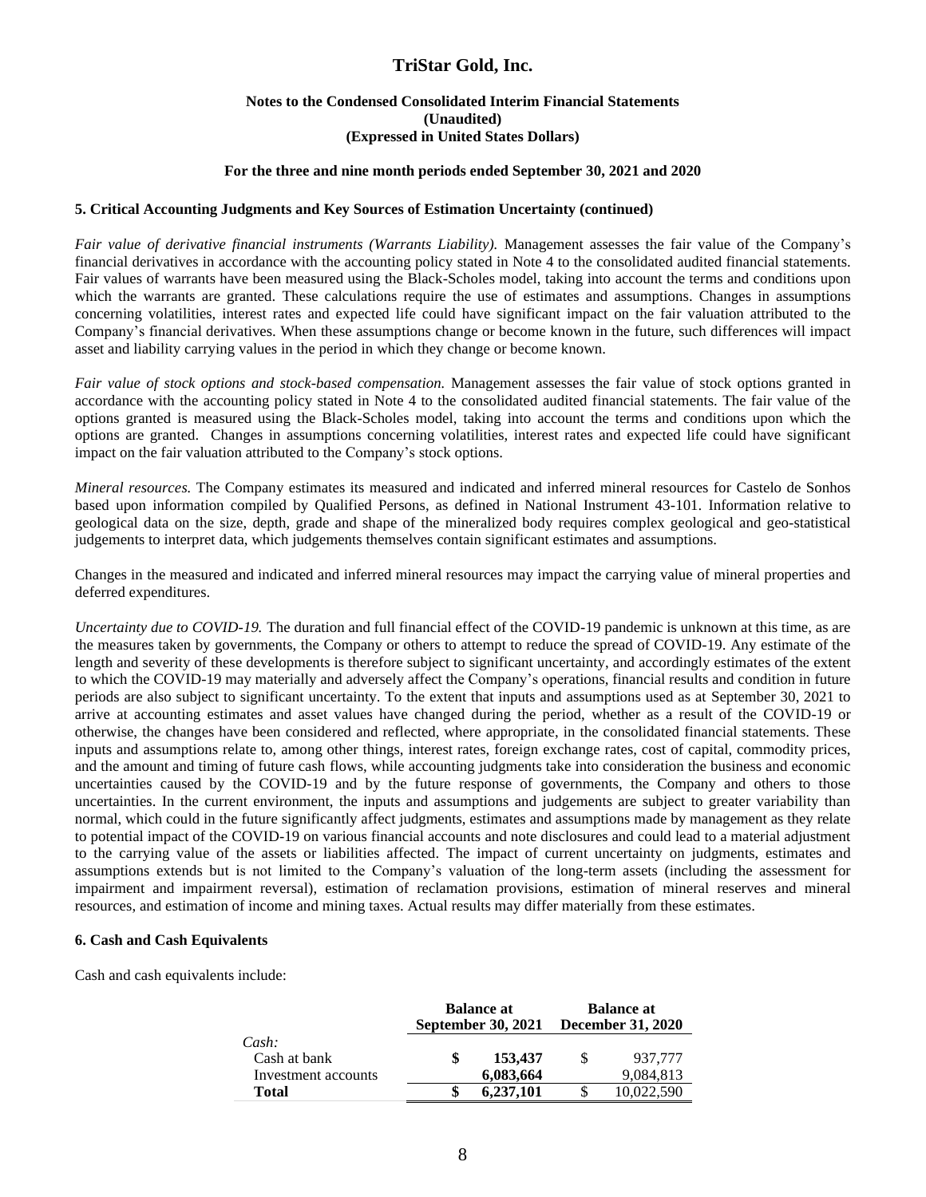#### 5. Critical Accounting Judgments and Key Sources of Estimation Uncertainty (continued)

*Fair value of derivative financial instruments (Warrants Liability).* Management assesses the fair value of the Company's financial derivatives in accordance with the accounting policy stated in Note 4 to the consolidated audited financial statements. Fair values of warrants have been measured using the Black-Scholes model, taking into account the terms and conditions upon which the warrants are granted. These calculations require the use of estimates and assumptions. Changes in assumptions concerning volatilities, interest rates and expected life could have significant impact on the fair valuation attributed to the Company's financial derivatives. When these assumptions change or become known in the future, such differences will impact asset and liability carrying values in the period in which they change or become known.

*Fair value of stock options and stock-based compensation.* Management assesses the fair value of stock options granted in accordance with the accounting policy stated in Note 4 to the consolidated audited financial statements. The fair value of the options granted is measured using the Black-Scholes model, taking into account the terms and conditions upon which the options are granted. Changes in assumptions concerning volatilities, interest rates and expected life could have significant impact on the fair valuation attributed to the Company's stock options.

*Mineral resources.* The Company estimates its measured and indicated and inferred mineral resources for Castelo de Sonhos based upon information compiled by Qualified Persons, as defined in National Instrument 43-101. Information relative to geological data on the size, depth, grade and shape of the mineralized body requires complex geological and geo-statistical judgements to interpret data, which judgements themselves contain significant estimates and assumptions.

Changes in the measured and indicated and inferred mineral resources may impact the carrying value of mineral properties and deferred expenditures.

*Uncertainty due to COVID-19.* The duration and full financial effect of the COVID-19 pandemic is unknown at this time, as are the measures taken by governments, the Company or others to attempt to reduce the spread of COVID-19. Any estimate of the length and severity of these developments is therefore subject to significant uncertainty, and accordingly estimates of the extent to which the COVID-19 may materially and adversely affect the Company's operations, financial results and condition in future periods are also subject to significant uncertainty. To the extent that inputs and assumptions used as at September 30, 2021 to arrive at accounting estimates and asset values have changed during the period, whether as a result of the COVID-19 or otherwise, the changes have been considered and reflected, where appropriate, in the consolidated financial statements. These inputs and assumptions relate to, among other things, interest rates, foreign exchange rates, cost of capital, commodity prices, and the amount and timing of future cash flows, while accounting judgments take into consideration the business and economic uncertainties caused by the COVID-19 and by the future response of governments, the Company and others to those uncertainties. In the current environment, the inputs and assumptions and judgements are subject to greater variability than normal, which could in the future significantly affect judgments, estimates and assumptions made by management as they relate to potential impact of the COVID-19 on various financial accounts and note disclosures and could lead to a material adjustment to the carrying value of the assets or liabilities affected. The impact of current uncertainty on judgments, estimates and assumptions extends but is not limited to the Company's valuation of the long-term assets (including the assessment for impairment and impairment reversal), estimation of reclamation provisions, estimation of mineral reserves and mineral resources, and estimation of income and mining taxes. Actual results may differ materially from these estimates.

#### 6. Cash and Cash Equivalents

Cash and cash equivalents include:

| | Balance at September 30, 2021 | Balance at December 31, 2020 |
|---|---|---|
| *Cash:* | | |
| Cash at bank | $ 153,437 | $ 937,777 |
| Investment accounts | 6,083,664 | 9,084,813 |
| **Total** | **$ 6,237,101** | $ 10,022,590 |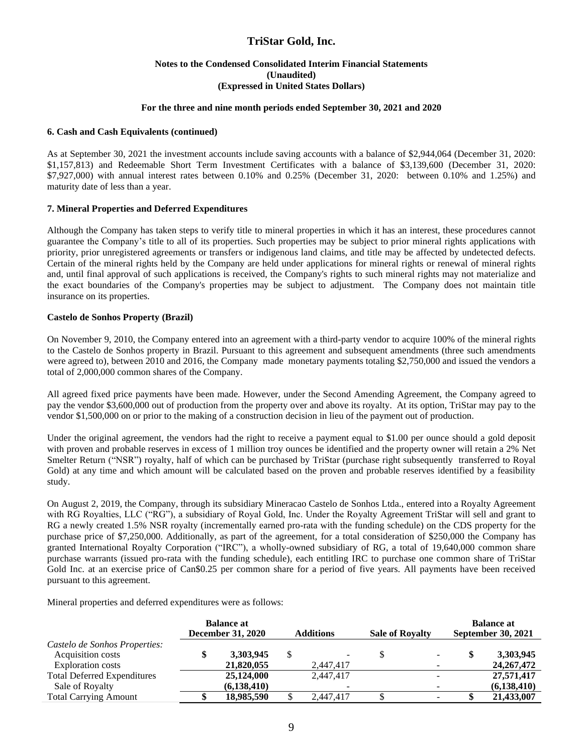# TriStar Gold, Inc.

**Notes to the Condensed Consolidated Interim Financial Statements**
**(Unaudited)**
**(Expressed in United States Dollars)**

**For the three and nine month periods ended September 30, 2021 and 2020**

### 6. Cash and Cash Equivalents (continued)

As at September 30, 2021 the investment accounts include saving accounts with a balance of $2,944,064 (December 31, 2020: $1,157,813) and Redeemable Short Term Investment Certificates with a balance of $3,139,600 (December 31, 2020: $7,927,000) with annual interest rates between 0.10% and 0.25% (December 31, 2020: between 0.10% and 1.25%) and maturity date of less than a year.

### 7. Mineral Properties and Deferred Expenditures

Although the Company has taken steps to verify title to mineral properties in which it has an interest, these procedures cannot guarantee the Company's title to all of its properties. Such properties may be subject to prior mineral rights applications with priority, prior unregistered agreements or transfers or indigenous land claims, and title may be affected by undetected defects. Certain of the mineral rights held by the Company are held under applications for mineral rights or renewal of mineral rights and, until final approval of such applications is received, the Company's rights to such mineral rights may not materialize and the exact boundaries of the Company's properties may be subject to adjustment. The Company does not maintain title insurance on its properties.

**Castelo de Sonhos Property (Brazil)**

On November 9, 2010, the Company entered into an agreement with a third-party vendor to acquire 100% of the mineral rights to the Castelo de Sonhos property in Brazil. Pursuant to this agreement and subsequent amendments (three such amendments were agreed to), between 2010 and 2016, the Company made monetary payments totaling $2,750,000 and issued the vendors a total of 2,000,000 common shares of the Company.

All agreed fixed price payments have been made. However, under the Second Amending Agreement, the Company agreed to pay the vendor $3,600,000 out of production from the property over and above its royalty. At its option, TriStar may pay to the vendor $1,500,000 on or prior to the making of a construction decision in lieu of the payment out of production.

Under the original agreement, the vendors had the right to receive a payment equal to $1.00 per ounce should a gold deposit with proven and probable reserves in excess of 1 million troy ounces be identified and the property owner will retain a 2% Net Smelter Return ("NSR") royalty, half of which can be purchased by TriStar (purchase right subsequently transferred to Royal Gold) at any time and which amount will be calculated based on the proven and probable reserves identified by a feasibility study.

On August 2, 2019, the Company, through its subsidiary Mineracao Castelo de Sonhos Ltda., entered into a Royalty Agreement with RG Royalties, LLC ("RG"), a subsidiary of Royal Gold, Inc. Under the Royalty Agreement TriStar will sell and grant to RG a newly created 1.5% NSR royalty (incrementally earned pro-rata with the funding schedule) on the CDS property for the purchase price of $7,250,000. Additionally, as part of the agreement, for a total consideration of $250,000 the Company has granted International Royalty Corporation ("IRC"), a wholly-owned subsidiary of RG, a total of 19,640,000 common share purchase warrants (issued pro-rata with the funding schedule), each entitling IRC to purchase one common share of TriStar Gold Inc. at an exercise price of Can$0.25 per common share for a period of five years. All payments have been received pursuant to this agreement.

Mineral properties and deferred expenditures were as follows:

| | Balance at December 31, 2020 | Additions | Sale of Royalty | Balance at September 30, 2021 |
|---|---|---|---|---|
| *Castelo de Sonhos Properties:* | | | | |
| Acquisition costs | **$ 3,303,945** | $ - | $ - | **$ 3,303,945** |
| Exploration costs | **21,820,055** | 2,447,417 | - | **24,267,472** |
| Total Deferred Expenditures | **25,124,000** | 2,447,417 | - | **27,571,417** |
| Sale of Royalty | **(6,138,410)** | - | - | **(6,138,410)** |
| Total Carrying Amount | **$ 18,985,590** | $ 2,447,417 | $ - | **$ 21,433,007** |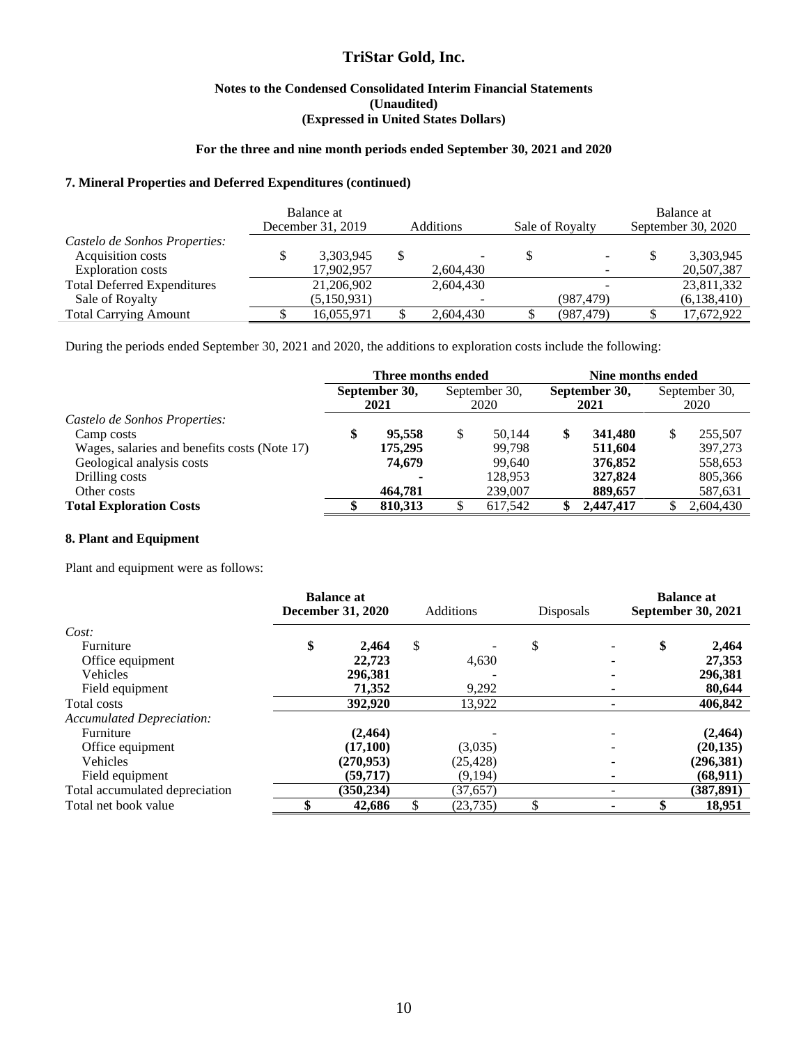## 7. Mineral Properties and Deferred Expenditures (continued)

| | Balance at December 31, 2019 | Additions | Sale of Royalty | Balance at September 30, 2020 |
|---|---|---|---|---|
| *Castelo de Sonhos Properties:* | | | | |
| Acquisition costs | $ 3,303,945 | $ - | $ - | $ 3,303,945 |
| Exploration costs | 17,902,957 | 2,604,430 | - | 20,507,387 |
| Total Deferred Expenditures | 21,206,902 | 2,604,430 | - | 23,811,332 |
| Sale of Royalty | (5,150,931) | - | (987,479) | (6,138,410) |
| Total Carrying Amount | $ 16,055,971 | $ 2,604,430 | $ (987,479) | $ 17,672,922 |

During the periods ended September 30, 2021 and 2020, the additions to exploration costs include the following:

| | Three months ended | | Nine months ended | |
|---|---|---|---|---|
| | **September 30, 2021** | September 30, 2020 | **September 30, 2021** | September 30, 2020 |
| *Castelo de Sonhos Properties:* | | | | |
| Camp costs | **$ 95,558** | $ 50,144 | **$ 341,480** | $ 255,507 |
| Wages, salaries and benefits costs (Note 17) | **175,295** | 99,798 | **511,604** | 397,273 |
| Geological analysis costs | **74,679** | 99,640 | **376,852** | 558,653 |
| Drilling costs | **-** | 128,953 | **327,824** | 805,366 |
| Other costs | **464,781** | 239,007 | **889,657** | 587,631 |
| **Total Exploration Costs** | **$ 810,313** | $ 617,542 | **$ 2,447,417** | $ 2,604,430 |

## 8. Plant and Equipment

Plant and equipment were as follows:

| | Balance at December 31, 2020 | Additions | Disposals | Balance at September 30, 2021 |
|---|---|---|---|---|
| *Cost:* | | | | |
| Furniture | **$ 2,464** | $ - | $ - | **$ 2,464** |
| Office equipment | **22,723** | 4,630 | - | **27,353** |
| Vehicles | **296,381** | - | - | **296,381** |
| Field equipment | **71,352** | 9,292 | - | **80,644** |
| Total costs | **392,920** | 13,922 | - | **406,842** |
| *Accumulated Depreciation:* | | | | |
| Furniture | **(2,464)** | - | - | **(2,464)** |
| Office equipment | **(17,100)** | (3,035) | - | **(20,135)** |
| Vehicles | **(270,953)** | (25,428) | - | **(296,381)** |
| Field equipment | **(59,717)** | (9,194) | - | **(68,911)** |
| Total accumulated depreciation | **(350,234)** | (37,657) | - | **(387,891)** |
| Total net book value | **$ 42,686** | $ (23,735) | $ - | **$ 18,951** |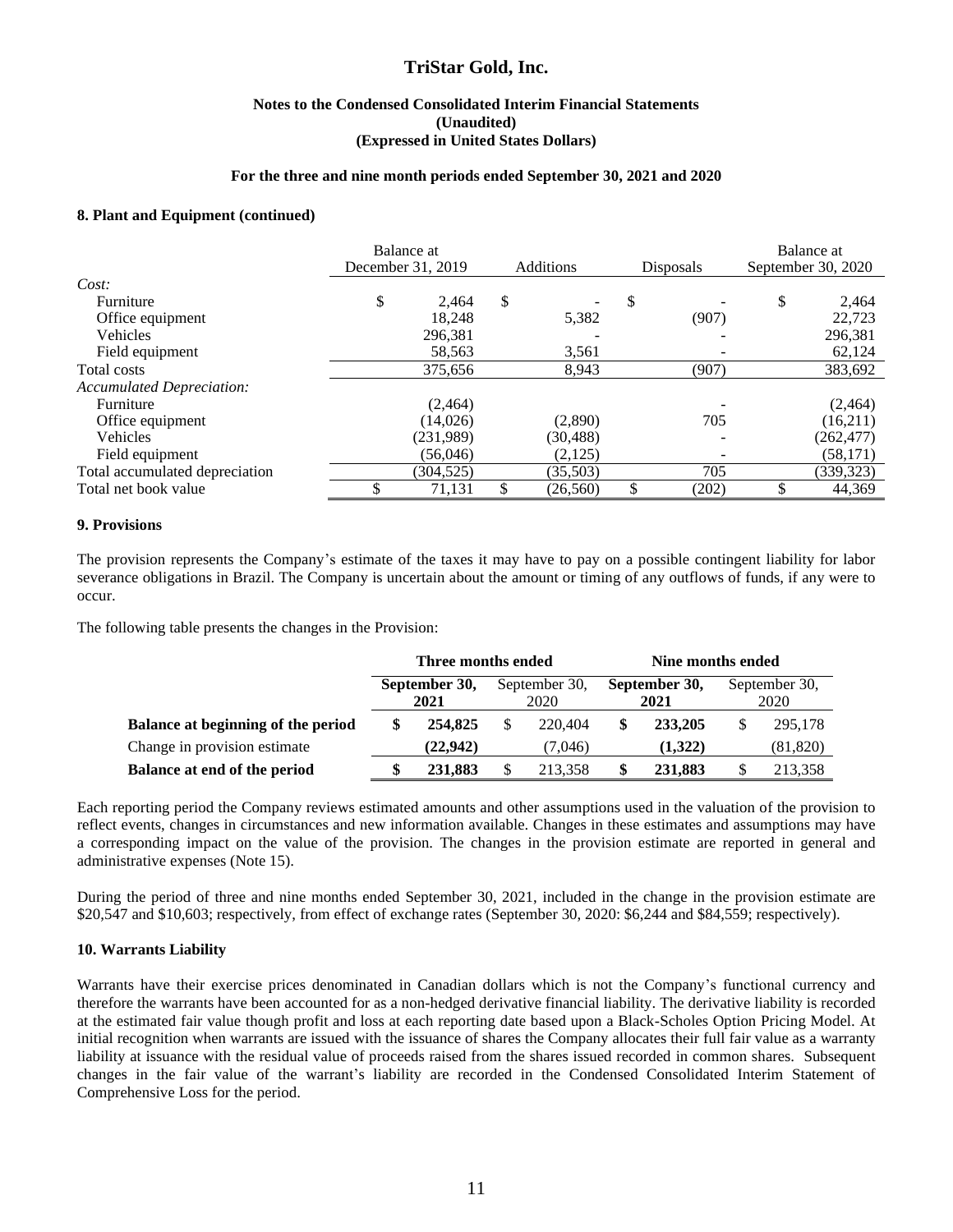# TriStar Gold, Inc.

**Notes to the Condensed Consolidated Interim Financial Statements**
**(Unaudited)**
**(Expressed in United States Dollars)**

**For the three and nine month periods ended September 30, 2021 and 2020**

### 8. Plant and Equipment (continued)

| | Balance at December 31, 2019 | Additions | Disposals | Balance at September 30, 2020 |
|---|---|---|---|---|
| *Cost:* | | | | |
| Furniture | $ 2,464 | $ - | $ - | $ 2,464 |
| Office equipment | 18,248 | 5,382 | (907) | 22,723 |
| Vehicles | 296,381 | - | - | 296,381 |
| Field equipment | 58,563 | 3,561 | - | 62,124 |
| Total costs | 375,656 | 8,943 | (907) | 383,692 |
| *Accumulated Depreciation:* | | | | |
| Furniture | (2,464) | | - | (2,464) |
| Office equipment | (14,026) | (2,890) | 705 | (16,211) |
| Vehicles | (231,989) | (30,488) | - | (262,477) |
| Field equipment | (56,046) | (2,125) | - | (58,171) |
| Total accumulated depreciation | (304,525) | (35,503) | 705 | (339,323) |
| Total net book value | $ 71,131 | $ (26,560) | $ (202) | $ 44,369 |

### 9. Provisions

The provision represents the Company's estimate of the taxes it may have to pay on a possible contingent liability for labor severance obligations in Brazil. The Company is uncertain about the amount or timing of any outflows of funds, if any were to occur.

The following table presents the changes in the Provision:

| | Three months ended | | Nine months ended | |
|---|---|---|---|---|
| | **September 30, 2021** | September 30, 2020 | **September 30, 2021** | September 30, 2020 |
| **Balance at beginning of the period** | **$ 254,825** | $ 220,404 | **$ 233,205** | $ 295,178 |
| Change in provision estimate | **(22,942)** | (7,046) | **(1,322)** | (81,820) |
| **Balance at end of the period** | **$ 231,883** | $ 213,358 | **$ 231,883** | $ 213,358 |

Each reporting period the Company reviews estimated amounts and other assumptions used in the valuation of the provision to reflect events, changes in circumstances and new information available. Changes in these estimates and assumptions may have a corresponding impact on the value of the provision. The changes in the provision estimate are reported in general and administrative expenses (Note 15).

During the period of three and nine months ended September 30, 2021, included in the change in the provision estimate are $20,547 and $10,603; respectively, from effect of exchange rates (September 30, 2020: $6,244 and $84,559; respectively).

### 10. Warrants Liability

Warrants have their exercise prices denominated in Canadian dollars which is not the Company's functional currency and therefore the warrants have been accounted for as a non-hedged derivative financial liability. The derivative liability is recorded at the estimated fair value though profit and loss at each reporting date based upon a Black-Scholes Option Pricing Model. At initial recognition when warrants are issued with the issuance of shares the Company allocates their full fair value as a warranty liability at issuance with the residual value of proceeds raised from the shares issued recorded in common shares. Subsequent changes in the fair value of the warrant's liability are recorded in the Condensed Consolidated Interim Statement of Comprehensive Loss for the period.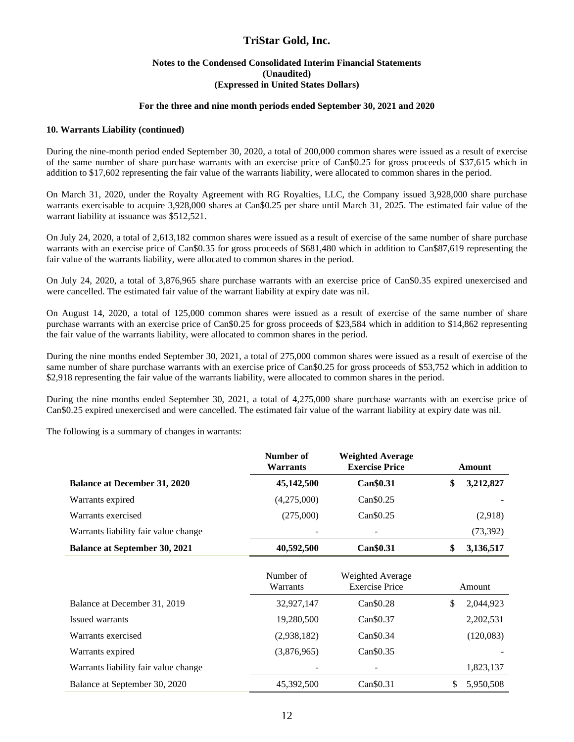**10. Warrants Liability (continued)**

During the nine-month period ended September 30, 2020, a total of 200,000 common shares were issued as a result of exercise of the same number of share purchase warrants with an exercise price of Can$0.25 for gross proceeds of $37,615 which in addition to $17,602 representing the fair value of the warrants liability, were allocated to common shares in the period.

On March 31, 2020, under the Royalty Agreement with RG Royalties, LLC, the Company issued 3,928,000 share purchase warrants exercisable to acquire 3,928,000 shares at Can$0.25 per share until March 31, 2025. The estimated fair value of the warrant liability at issuance was $512,521.

On July 24, 2020, a total of 2,613,182 common shares were issued as a result of exercise of the same number of share purchase warrants with an exercise price of Can$0.35 for gross proceeds of $681,480 which in addition to Can$87,619 representing the fair value of the warrants liability, were allocated to common shares in the period.

On July 24, 2020, a total of 3,876,965 share purchase warrants with an exercise price of Can$0.35 expired unexercised and were cancelled. The estimated fair value of the warrant liability at expiry date was nil.

On August 14, 2020, a total of 125,000 common shares were issued as a result of exercise of the same number of share purchase warrants with an exercise price of Can$0.25 for gross proceeds of $23,584 which in addition to $14,862 representing the fair value of the warrants liability, were allocated to common shares in the period.

During the nine months ended September 30, 2021, a total of 275,000 common shares were issued as a result of exercise of the same number of share purchase warrants with an exercise price of Can$0.25 for gross proceeds of $53,752 which in addition to $2,918 representing the fair value of the warrants liability, were allocated to common shares in the period.

During the nine months ended September 30, 2021, a total of 4,275,000 share purchase warrants with an exercise price of Can$0.25 expired unexercised and were cancelled. The estimated fair value of the warrant liability at expiry date was nil.

The following is a summary of changes in warrants:

| | Number of Warrants | Weighted Average Exercise Price | Amount |
|---|---|---|---|
| **Balance at December 31, 2020** | **45,142,500** | **Can$0.31** | **$ 3,212,827** |
| Warrants expired | (4,275,000) | Can$0.25 | - |
| Warrants exercised | (275,000) | Can$0.25 | (2,918) |
| Warrants liability fair value change | - | - | (73,392) |
| **Balance at September 30, 2021** | **40,592,500** | **Can$0.31** | **$ 3,136,517** |

| | Number of Warrants | Weighted Average Exercise Price | Amount |
|---|---|---|---|
| Balance at December 31, 2019 | 32,927,147 | Can$0.28 | $ 2,044,923 |
| Issued warrants | 19,280,500 | Can$0.37 | 2,202,531 |
| Warrants exercised | (2,938,182) | Can$0.34 | (120,083) |
| Warrants expired | (3,876,965) | Can$0.35 | - |
| Warrants liability fair value change | - | - | 1,823,137 |
| Balance at September 30, 2020 | 45,392,500 | Can$0.31 | $ 5,950,508 |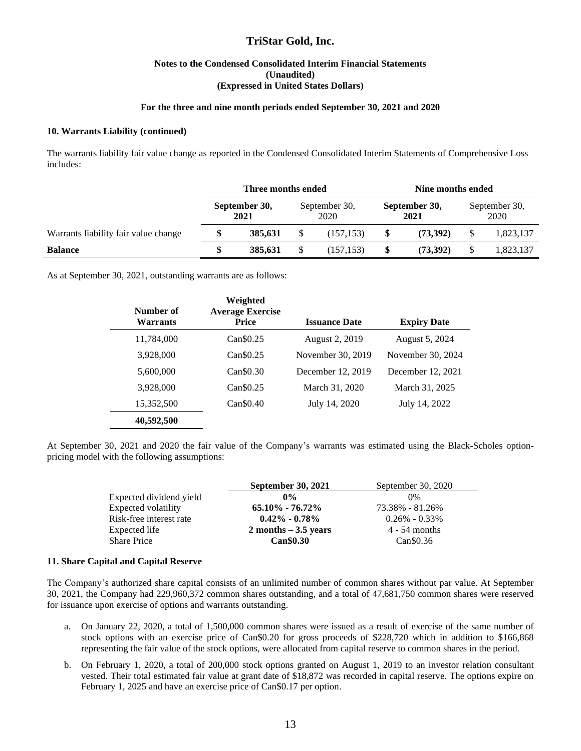### 10. Warrants Liability (continued)

The warrants liability fair value change as reported in the Condensed Consolidated Interim Statements of Comprehensive Loss includes:

| | Three months ended | | Nine months ended | |
|---|---|---|---|---|
| | **September 30, 2021** | September 30, 2020 | **September 30, 2021** | September 30, 2020 |
| Warrants liability fair value change | **$ 385,631** | $ (157,153) | **$ (73,392)** | $ 1,823,137 |
| **Balance** | **$ 385,631** | $ (157,153) | **$ (73,392)** | $ 1,823,137 |

As at September 30, 2021, outstanding warrants are as follows:

| Number of Warrants | Weighted Average Exercise Price | Issuance Date | Expiry Date |
|---|---|---|---|
| 11,784,000 | Can$0.25 | August 2, 2019 | August 5, 2024 |
| 3,928,000 | Can$0.25 | November 30, 2019 | November 30, 2024 |
| 5,600,000 | Can$0.30 | December 12, 2019 | December 12, 2021 |
| 3,928,000 | Can$0.25 | March 31, 2020 | March 31, 2025 |
| 15,352,500 | Can$0.40 | July 14, 2020 | July 14, 2022 |
| **40,592,500** | | | |

At September 30, 2021 and 2020 the fair value of the Company's warrants was estimated using the Black-Scholes option-pricing model with the following assumptions:

| | **September 30, 2021** | September 30, 2020 |
|---|---|---|
| Expected dividend yield | **0%** | 0% |
| Expected volatility | **65.10% - 76.72%** | 73.38% - 81.26% |
| Risk-free interest rate | **0.42% - 0.78%** | 0.26% - 0.33% |
| Expected life | **2 months – 3.5 years** | 4 - 54 months |
| Share Price | **Can$0.30** | Can$0.36 |

### 11. Share Capital and Capital Reserve

The Company's authorized share capital consists of an unlimited number of common shares without par value. At September 30, 2021, the Company had 229,960,372 common shares outstanding, and a total of 47,681,750 common shares were reserved for issuance upon exercise of options and warrants outstanding.

a. On January 22, 2020, a total of 1,500,000 common shares were issued as a result of exercise of the same number of stock options with an exercise price of Can$0.20 for gross proceeds of $228,720 which in addition to $166,868 representing the fair value of the stock options, were allocated from capital reserve to common shares in the period.

b. On February 1, 2020, a total of 200,000 stock options granted on August 1, 2019 to an investor relation consultant vested. Their total estimated fair value at grant date of $18,872 was recorded in capital reserve. The options expire on February 1, 2025 and have an exercise price of Can$0.17 per option.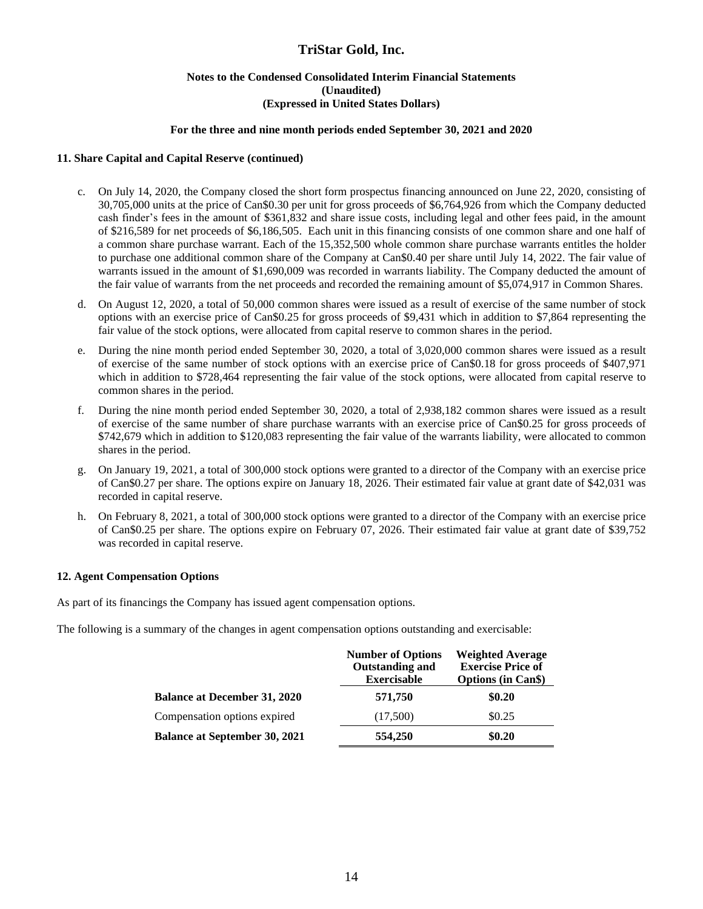# TriStar Gold, Inc.

**Notes to the Condensed Consolidated Interim Financial Statements**
**(Unaudited)**
**(Expressed in United States Dollars)**

**For the three and nine month periods ended September 30, 2021 and 2020**

### 11. Share Capital and Capital Reserve (continued)

c. On July 14, 2020, the Company closed the short form prospectus financing announced on June 22, 2020, consisting of 30,705,000 units at the price of Can$0.30 per unit for gross proceeds of $6,764,926 from which the Company deducted cash finder's fees in the amount of $361,832 and share issue costs, including legal and other fees paid, in the amount of $216,589 for net proceeds of $6,186,505. Each unit in this financing consists of one common share and one half of a common share purchase warrant. Each of the 15,352,500 whole common share purchase warrants entitles the holder to purchase one additional common share of the Company at Can$0.40 per share until July 14, 2022. The fair value of warrants issued in the amount of $1,690,009 was recorded in warrants liability. The Company deducted the amount of the fair value of warrants from the net proceeds and recorded the remaining amount of $5,074,917 in Common Shares.

d. On August 12, 2020, a total of 50,000 common shares were issued as a result of exercise of the same number of stock options with an exercise price of Can$0.25 for gross proceeds of $9,431 which in addition to $7,864 representing the fair value of the stock options, were allocated from capital reserve to common shares in the period.

e. During the nine month period ended September 30, 2020, a total of 3,020,000 common shares were issued as a result of exercise of the same number of stock options with an exercise price of Can$0.18 for gross proceeds of $407,971 which in addition to $728,464 representing the fair value of the stock options, were allocated from capital reserve to common shares in the period.

f. During the nine month period ended September 30, 2020, a total of 2,938,182 common shares were issued as a result of exercise of the same number of share purchase warrants with an exercise price of Can$0.25 for gross proceeds of $742,679 which in addition to $120,083 representing the fair value of the warrants liability, were allocated to common shares in the period.

g. On January 19, 2021, a total of 300,000 stock options were granted to a director of the Company with an exercise price of Can$0.27 per share. The options expire on January 18, 2026. Their estimated fair value at grant date of $42,031 was recorded in capital reserve.

h. On February 8, 2021, a total of 300,000 stock options were granted to a director of the Company with an exercise price of Can$0.25 per share. The options expire on February 07, 2026. Their estimated fair value at grant date of $39,752 was recorded in capital reserve.

### 12. Agent Compensation Options

As part of its financings the Company has issued agent compensation options.

The following is a summary of the changes in agent compensation options outstanding and exercisable:

| | Number of Options Outstanding and Exercisable | Weighted Average Exercise Price of Options (in Can$) |
|---|---|---|
| **Balance at December 31, 2020** | **571,750** | **$0.20** |
| Compensation options expired | (17,500) | $0.25 |
| **Balance at September 30, 2021** | **554,250** | **$0.20** |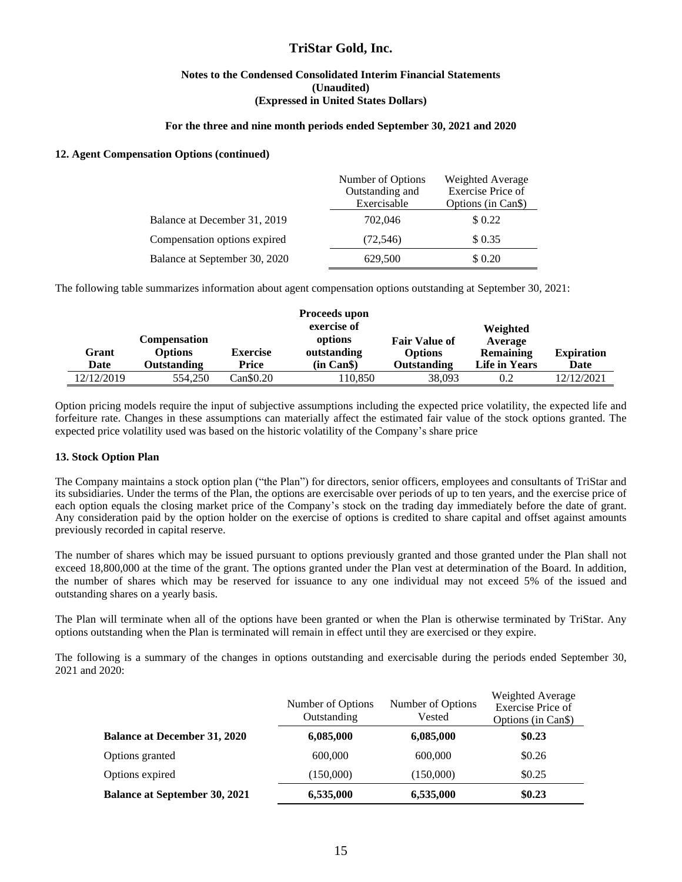# TriStar Gold, Inc.

**Notes to the Condensed Consolidated Interim Financial Statements**
**(Unaudited)**
**(Expressed in United States Dollars)**

**For the three and nine month periods ended September 30, 2021 and 2020**

### 12. Agent Compensation Options (continued)

| | Number of Options Outstanding and Exercisable | Weighted Average Exercise Price of Options (in Can$) |
|---|---|---|
| Balance at December 31, 2019 | 702,046 | $ 0.22 |
| Compensation options expired | (72,546) | $ 0.35 |
| Balance at September 30, 2020 | 629,500 | $ 0.20 |

The following table summarizes information about agent compensation options outstanding at September 30, 2021:

| Grant Date | Compensation Options Outstanding | Exercise Price | Proceeds upon exercise of options outstanding (in Can$) | Fair Value of Options Outstanding | Weighted Average Remaining Life in Years | Expiration Date |
|---|---|---|---|---|---|---|
| 12/12/2019 | 554,250 | Can$0.20 | 110,850 | 38,093 | 0.2 | 12/12/2021 |

Option pricing models require the input of subjective assumptions including the expected price volatility, the expected life and forfeiture rate. Changes in these assumptions can materially affect the estimated fair value of the stock options granted. The expected price volatility used was based on the historic volatility of the Company's share price

### 13. Stock Option Plan

The Company maintains a stock option plan ("the Plan") for directors, senior officers, employees and consultants of TriStar and its subsidiaries. Under the terms of the Plan, the options are exercisable over periods of up to ten years, and the exercise price of each option equals the closing market price of the Company's stock on the trading day immediately before the date of grant. Any consideration paid by the option holder on the exercise of options is credited to share capital and offset against amounts previously recorded in capital reserve.

The number of shares which may be issued pursuant to options previously granted and those granted under the Plan shall not exceed 18,800,000 at the time of the grant. The options granted under the Plan vest at determination of the Board. In addition, the number of shares which may be reserved for issuance to any one individual may not exceed 5% of the issued and outstanding shares on a yearly basis.

The Plan will terminate when all of the options have been granted or when the Plan is otherwise terminated by TriStar. Any options outstanding when the Plan is terminated will remain in effect until they are exercised or they expire.

The following is a summary of the changes in options outstanding and exercisable during the periods ended September 30, 2021 and 2020:

| | Number of Options Outstanding | Number of Options Vested | Weighted Average Exercise Price of Options (in Can$) |
|---|---|---|---|
| **Balance at December 31, 2020** | **6,085,000** | **6,085,000** | **$0.23** |
| Options granted | 600,000 | 600,000 | $0.26 |
| Options expired | (150,000) | (150,000) | $0.25 |
| **Balance at September 30, 2021** | **6,535,000** | **6,535,000** | **$0.23** |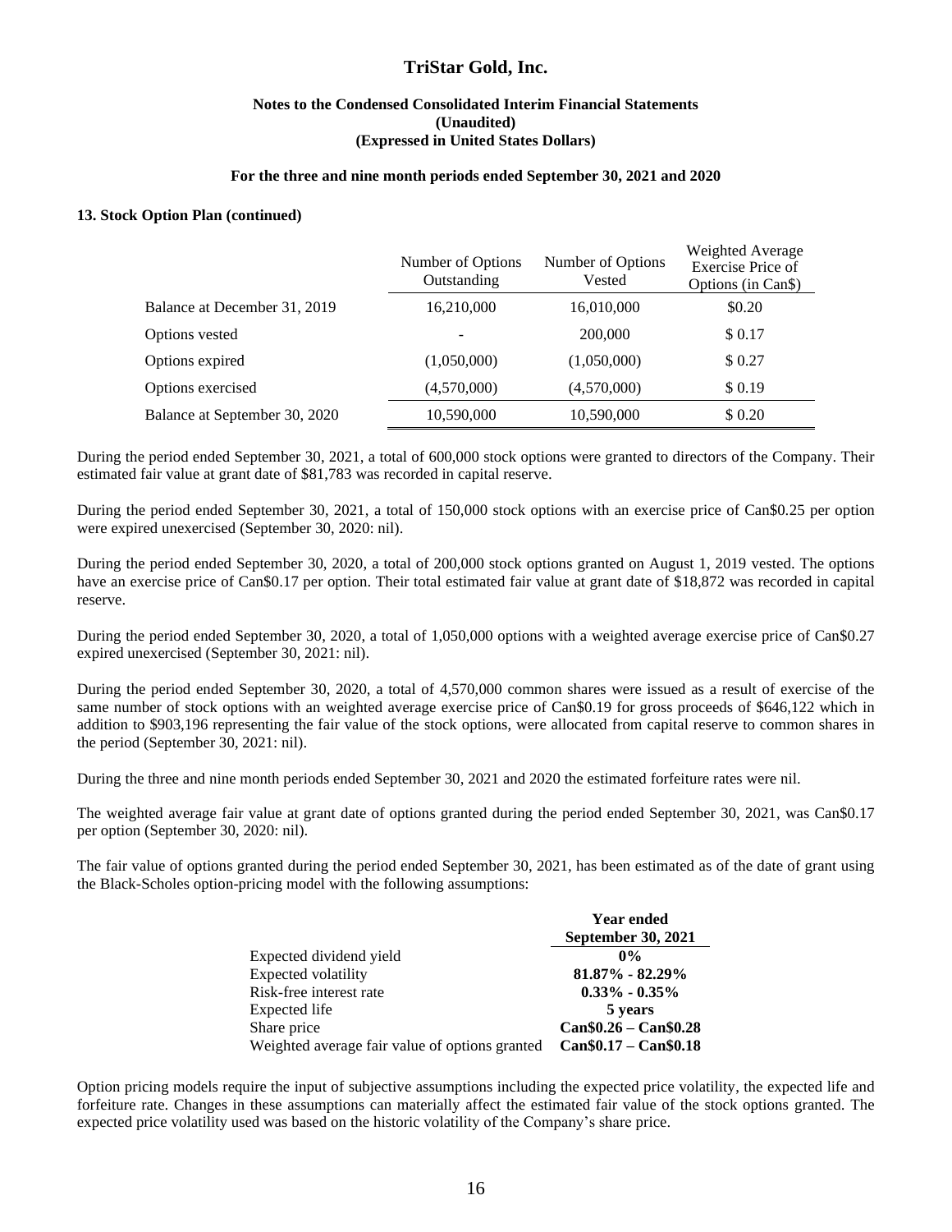# TriStar Gold, Inc.

**Notes to the Condensed Consolidated Interim Financial Statements**
**(Unaudited)**
**(Expressed in United States Dollars)**

**For the three and nine month periods ended September 30, 2021 and 2020**

### 13. Stock Option Plan (continued)

| | Number of Options Outstanding | Number of Options Vested | Weighted Average Exercise Price of Options (in Can$) |
|---|---|---|---|
| Balance at December 31, 2019 | 16,210,000 | 16,010,000 | $0.20 |
| Options vested | - | 200,000 | $ 0.17 |
| Options expired | (1,050,000) | (1,050,000) | $ 0.27 |
| Options exercised | (4,570,000) | (4,570,000) | $ 0.19 |
| Balance at September 30, 2020 | 10,590,000 | 10,590,000 | $ 0.20 |

During the period ended September 30, 2021, a total of 600,000 stock options were granted to directors of the Company. Their estimated fair value at grant date of $81,783 was recorded in capital reserve.

During the period ended September 30, 2021, a total of 150,000 stock options with an exercise price of Can$0.25 per option were expired unexercised (September 30, 2020: nil).

During the period ended September 30, 2020, a total of 200,000 stock options granted on August 1, 2019 vested. The options have an exercise price of Can$0.17 per option. Their total estimated fair value at grant date of $18,872 was recorded in capital reserve.

During the period ended September 30, 2020, a total of 1,050,000 options with a weighted average exercise price of Can$0.27 expired unexercised (September 30, 2021: nil).

During the period ended September 30, 2020, a total of 4,570,000 common shares were issued as a result of exercise of the same number of stock options with an weighted average exercise price of Can$0.19 for gross proceeds of $646,122 which in addition to $903,196 representing the fair value of the stock options, were allocated from capital reserve to common shares in the period (September 30, 2021: nil).

During the three and nine month periods ended September 30, 2021 and 2020 the estimated forfeiture rates were nil.

The weighted average fair value at grant date of options granted during the period ended September 30, 2021, was Can$0.17 per option (September 30, 2020: nil).

The fair value of options granted during the period ended September 30, 2021, has been estimated as of the date of grant using the Black-Scholes option-pricing model with the following assumptions:

| | **Year ended September 30, 2021** |
|---|---|
| Expected dividend yield | **0%** |
| Expected volatility | **81.87% - 82.29%** |
| Risk-free interest rate | **0.33% - 0.35%** |
| Expected life | **5 years** |
| Share price | **Can$0.26 – Can$0.28** |
| Weighted average fair value of options granted | **Can$0.17 – Can$0.18** |

Option pricing models require the input of subjective assumptions including the expected price volatility, the expected life and forfeiture rate. Changes in these assumptions can materially affect the estimated fair value of the stock options granted. The expected price volatility used was based on the historic volatility of the Company's share price.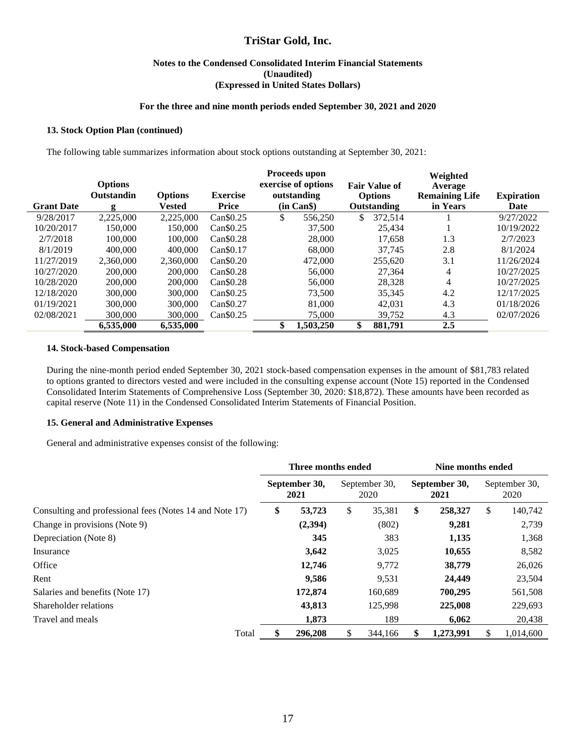# TriStar Gold, Inc.

**Notes to the Condensed Consolidated Interim Financial Statements**
**(Unaudited)**
**(Expressed in United States Dollars)**

**For the three and nine month periods ended September 30, 2021 and 2020**

### 13. Stock Option Plan (continued)

The following table summarizes information about stock options outstanding at September 30, 2021:

| Grant Date | Options Outstanding | Options Vested | Exercise Price | Proceeds upon exercise of options outstanding (in Can$) | Fair Value of Options Outstanding | Weighted Average Remaining Life in Years | Expiration Date |
|---|---|---|---|---|---|---|---|
| 9/28/2017 | 2,225,000 | 2,225,000 | Can$0.25 | $ 556,250 | $ 372,514 | 1 | 9/27/2022 |
| 10/20/2017 | 150,000 | 150,000 | Can$0.25 | 37,500 | 25,434 | 1 | 10/19/2022 |
| 2/7/2018 | 100,000 | 100,000 | Can$0.28 | 28,000 | 17,658 | 1.3 | 2/7/2023 |
| 8/1/2019 | 400,000 | 400,000 | Can$0.17 | 68,000 | 37,745 | 2.8 | 8/1/2024 |
| 11/27/2019 | 2,360,000 | 2,360,000 | Can$0.20 | 472,000 | 255,620 | 3.1 | 11/26/2024 |
| 10/27/2020 | 200,000 | 200,000 | Can$0.28 | 56,000 | 27,364 | 4 | 10/27/2025 |
| 10/28/2020 | 200,000 | 200,000 | Can$0.28 | 56,000 | 28,328 | 4 | 10/27/2025 |
| 12/18/2020 | 300,000 | 300,000 | Can$0.25 | 73,500 | 35,345 | 4.2 | 12/17/2025 |
| 01/19/2021 | 300,000 | 300,000 | Can$0.27 | 81,000 | 42,031 | 4.3 | 01/18/2026 |
| 02/08/2021 | 300,000 | 300,000 | Can$0.25 | 75,000 | 39,752 | 4.3 | 02/07/2026 |
| | **6,535,000** | **6,535,000** | | **$ 1,503,250** | **$ 881,791** | **2.5** | |

### 14. Stock-based Compensation

During the nine-month period ended September 30, 2021 stock-based compensation expenses in the amount of $81,783 related to options granted to directors vested and were included in the consulting expense account (Note 15) reported in the Condensed Consolidated Interim Statements of Comprehensive Loss (September 30, 2020: $18,872). These amounts have been recorded as capital reserve (Note 11) in the Condensed Consolidated Interim Statements of Financial Position.

### 15. General and Administrative Expenses

General and administrative expenses consist of the following:

| | Three months ended | | Nine months ended | |
|---|---|---|---|---|
| | **September 30, 2021** | September 30, 2020 | **September 30, 2021** | September 30, 2020 |
| Consulting and professional fees (Notes 14 and Note 17) | **$ 53,723** | $ 35,381 | **$ 258,327** | $ 140,742 |
| Change in provisions (Note 9) | **(2,394)** | (802) | **9,281** | 2,739 |
| Depreciation (Note 8) | **345** | 383 | **1,135** | 1,368 |
| Insurance | **3,642** | 3,025 | **10,655** | 8,582 |
| Office | **12,746** | 9,772 | **38,779** | 26,026 |
| Rent | **9,586** | 9,531 | **24,449** | 23,504 |
| Salaries and benefits (Note 17) | **172,874** | 160,689 | **700,295** | 561,508 |
| Shareholder relations | **43,813** | 125,998 | **225,008** | 229,693 |
| Travel and meals | **1,873** | 189 | **6,062** | 20,438 |
| Total | **$ 296,208** | $ 344,166 | **$ 1,273,991** | $ 1,014,600 |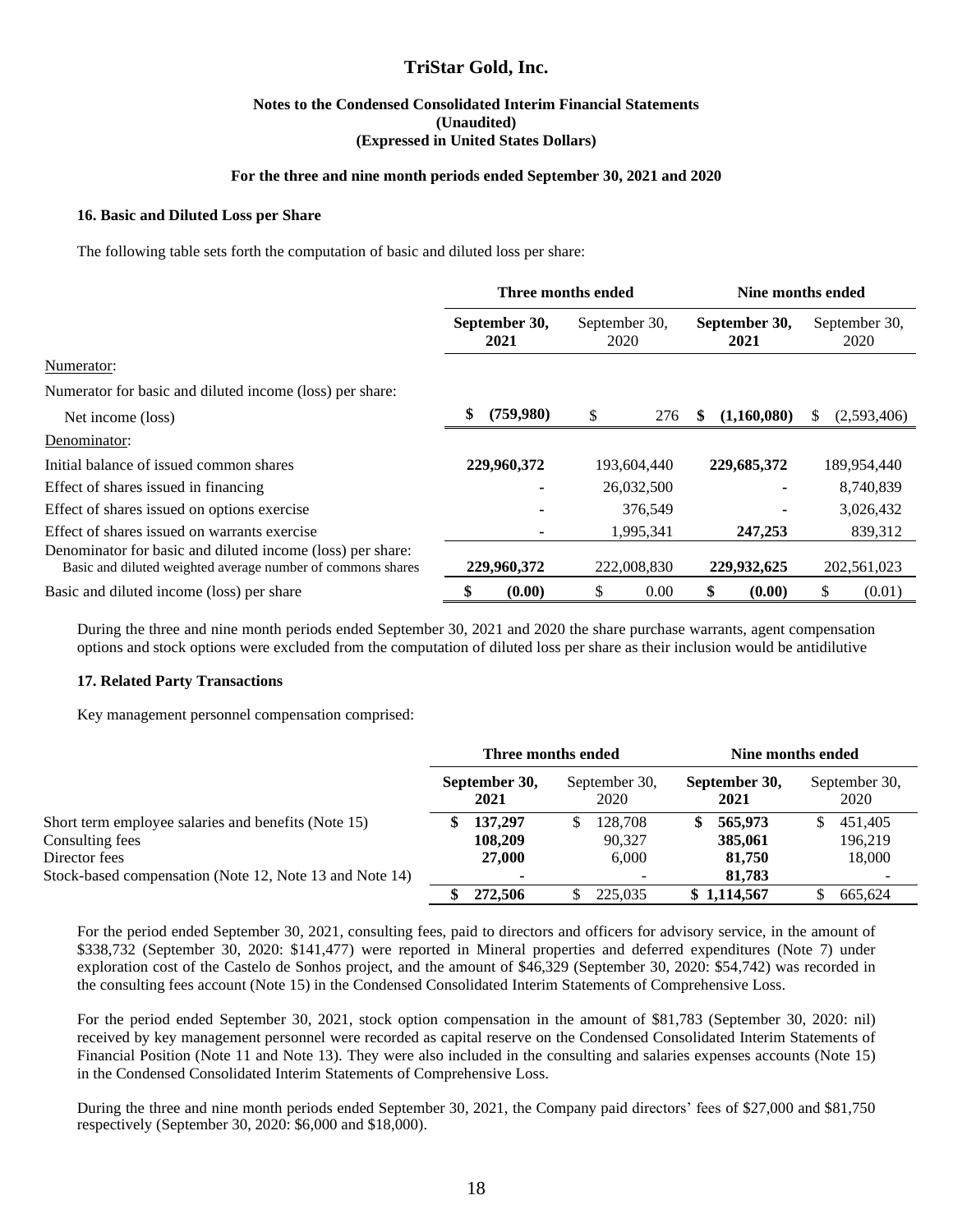# TriStar Gold, Inc.

**Notes to the Condensed Consolidated Interim Financial Statements**
**(Unaudited)**
**(Expressed in United States Dollars)**

**For the three and nine month periods ended September 30, 2021 and 2020**

### 16. Basic and Diluted Loss per Share

The following table sets forth the computation of basic and diluted loss per share:

| | Three months ended | | Nine months ended | |
|---|---|---|---|---|
| | **September 30, 2021** | September 30, 2020 | **September 30, 2021** | September 30, 2020 |
| Numerator: | | | | |
| Numerator for basic and diluted income (loss) per share: | | | | |
| Net income (loss) | **$ (759,980)** | $ 276 | **$ (1,160,080)** | $ (2,593,406) |
| Denominator: | | | | |
| Initial balance of issued common shares | **229,960,372** | 193,604,440 | **229,685,372** | 189,954,440 |
| Effect of shares issued in financing | **-** | 26,032,500 | **-** | 8,740,839 |
| Effect of shares issued on options exercise | **-** | 376,549 | **-** | 3,026,432 |
| Effect of shares issued on warrants exercise | **-** | 1,995,341 | **247,253** | 839,312 |
| Denominator for basic and diluted income (loss) per share: Basic and diluted weighted average number of commons shares | **229,960,372** | 222,008,830 | **229,932,625** | 202,561,023 |
| Basic and diluted income (loss) per share | **$ (0.00)** | $ 0.00 | **$ (0.00)** | $ (0.01) |

During the three and nine month periods ended September 30, 2021 and 2020 the share purchase warrants, agent compensation options and stock options were excluded from the computation of diluted loss per share as their inclusion would be antidilutive

### 17. Related Party Transactions

Key management personnel compensation comprised:

| | Three months ended | | Nine months ended | |
|---|---|---|---|---|
| | **September 30, 2021** | September 30, 2020 | **September 30, 2021** | September 30, 2020 |
| Short term employee salaries and benefits (Note 15) | **$ 137,297** | $ 128,708 | **$ 565,973** | $ 451,405 |
| Consulting fees | **108,209** | 90,327 | **385,061** | 196,219 |
| Director fees | **27,000** | 6,000 | **81,750** | 18,000 |
| Stock-based compensation (Note 12, Note 13 and Note 14) | **-** | - | **81,783** | - |
| | **$ 272,506** | $ 225,035 | **$ 1,114,567** | $ 665,624 |

For the period ended September 30, 2021, consulting fees, paid to directors and officers for advisory service, in the amount of $338,732 (September 30, 2020: $141,477) were reported in Mineral properties and deferred expenditures (Note 7) under exploration cost of the Castelo de Sonhos project, and the amount of $46,329 (September 30, 2020: $54,742) was recorded in the consulting fees account (Note 15) in the Condensed Consolidated Interim Statements of Comprehensive Loss.

For the period ended September 30, 2021, stock option compensation in the amount of $81,783 (September 30, 2020: nil) received by key management personnel were recorded as capital reserve on the Condensed Consolidated Interim Statements of Financial Position (Note 11 and Note 13). They were also included in the consulting and salaries expenses accounts (Note 15) in the Condensed Consolidated Interim Statements of Comprehensive Loss.

During the three and nine month periods ended September 30, 2021, the Company paid directors' fees of $27,000 and $81,750 respectively (September 30, 2020: $6,000 and $18,000).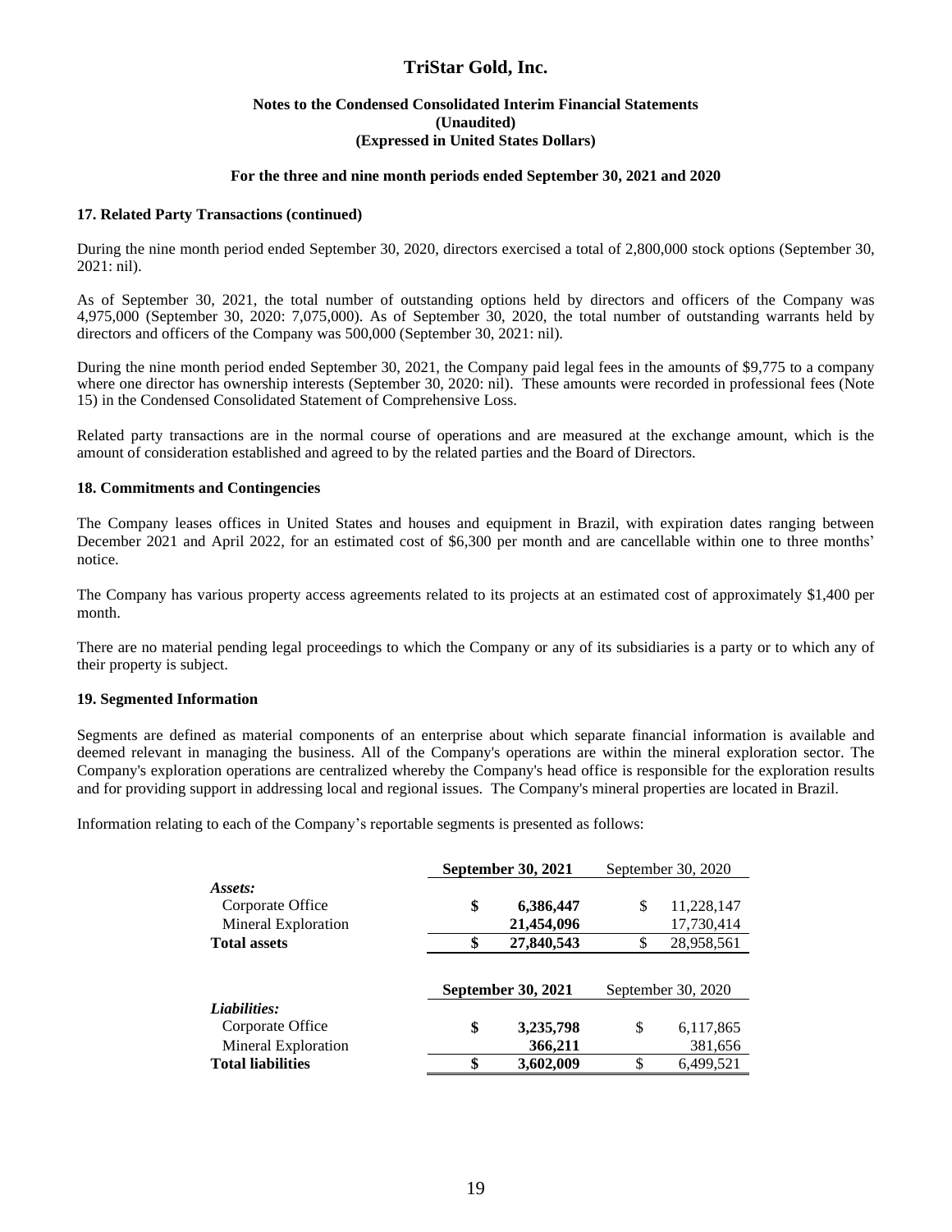### 17. Related Party Transactions (continued)

During the nine month period ended September 30, 2020, directors exercised a total of 2,800,000 stock options (September 30, 2021: nil).

As of September 30, 2021, the total number of outstanding options held by directors and officers of the Company was 4,975,000 (September 30, 2020: 7,075,000). As of September 30, 2020, the total number of outstanding warrants held by directors and officers of the Company was 500,000 (September 30, 2021: nil).

During the nine month period ended September 30, 2021, the Company paid legal fees in the amounts of $9,775 to a company where one director has ownership interests (September 30, 2020: nil). These amounts were recorded in professional fees (Note 15) in the Condensed Consolidated Statement of Comprehensive Loss.

Related party transactions are in the normal course of operations and are measured at the exchange amount, which is the amount of consideration established and agreed to by the related parties and the Board of Directors.

### 18. Commitments and Contingencies

The Company leases offices in United States and houses and equipment in Brazil, with expiration dates ranging between December 2021 and April 2022, for an estimated cost of $6,300 per month and are cancellable within one to three months' notice.

The Company has various property access agreements related to its projects at an estimated cost of approximately $1,400 per month.

There are no material pending legal proceedings to which the Company or any of its subsidiaries is a party or to which any of their property is subject.

### 19. Segmented Information

Segments are defined as material components of an enterprise about which separate financial information is available and deemed relevant in managing the business. All of the Company's operations are within the mineral exploration sector. The Company's exploration operations are centralized whereby the Company's head office is responsible for the exploration results and for providing support in addressing local and regional issues. The Company's mineral properties are located in Brazil.

Information relating to each of the Company's reportable segments is presented as follows:

| | **September 30, 2021** | September 30, 2020 |
|---|---|---|
| ***Assets:*** | | |
| Corporate Office | **$ 6,386,447** | $ 11,228,147 |
| Mineral Exploration | **21,454,096** | 17,730,414 |
| **Total assets** | **$ 27,840,543** | $ 28,958,561 |

| | **September 30, 2021** | September 30, 2020 |
|---|---|---|
| ***Liabilities:*** | | |
| Corporate Office | **$ 3,235,798** | $ 6,117,865 |
| Mineral Exploration | **366,211** | 381,656 |
| **Total liabilities** | **$ 3,602,009** | $ 6,499,521 |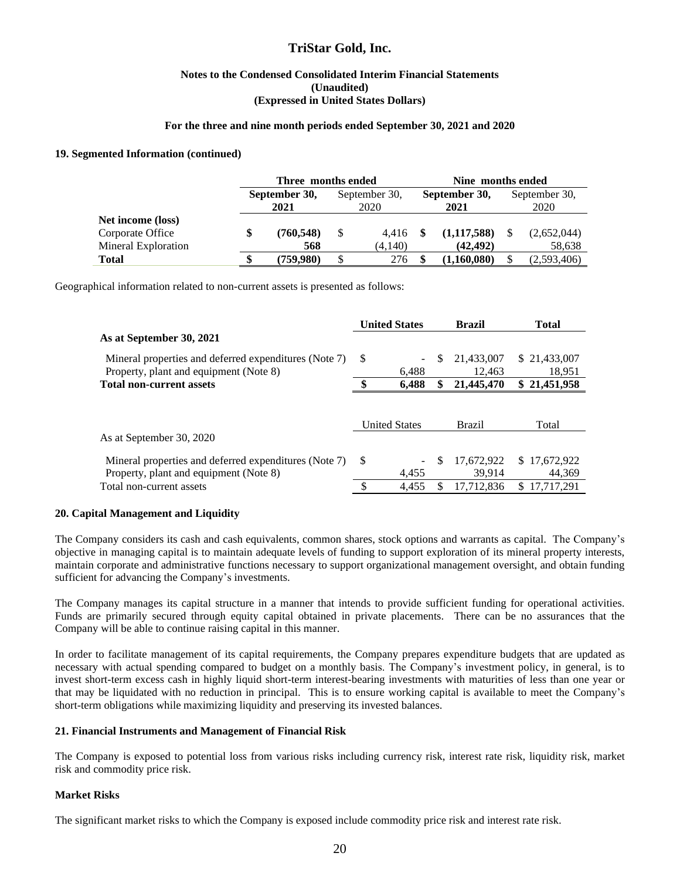# TriStar Gold, Inc.

**Notes to the Condensed Consolidated Interim Financial Statements**
**(Unaudited)**
**(Expressed in United States Dollars)**

**For the three and nine month periods ended September 30, 2021 and 2020**

### 19. Segmented Information (continued)

| | Three months ended | | Nine months ended | |
|---|---|---|---|---|
| | **September 30, 2021** | September 30, 2020 | **September 30, 2021** | September 30, 2020 |
| **Net income (loss)** | | | | |
| Corporate Office | **$ (760,548)** | $ 4,416 | **$ (1,117,588)** | $ (2,652,044) |
| Mineral Exploration | **568** | (4,140) | **(42,492)** | 58,638 |
| **Total** | **$ (759,980)** | $ 276 | **$ (1,160,080)** | $ (2,593,406) |

Geographical information related to non-current assets is presented as follows:

| | **United States** | **Brazil** | **Total** |
|---|---|---|---|
| **As at September 30, 2021** | | | |
| Mineral properties and deferred expenditures (Note 7) | $ - | $ 21,433,007 | $ 21,433,007 |
| Property, plant and equipment (Note 8) | 6,488 | 12,463 | 18,951 |
| **Total non-current assets** | **$ 6,488** | **$ 21,445,470** | **$ 21,451,958** |

| | United States | Brazil | Total |
|---|---|---|---|
| As at September 30, 2020 | | | |
| Mineral properties and deferred expenditures (Note 7) | $ - | $ 17,672,922 | $ 17,672,922 |
| Property, plant and equipment (Note 8) | 4,455 | 39,914 | 44,369 |
| Total non-current assets | $ 4,455 | $ 17,712,836 | $ 17,717,291 |

### 20. Capital Management and Liquidity

The Company considers its cash and cash equivalents, common shares, stock options and warrants as capital. The Company's objective in managing capital is to maintain adequate levels of funding to support exploration of its mineral property interests, maintain corporate and administrative functions necessary to support organizational management oversight, and obtain funding sufficient for advancing the Company's investments.

The Company manages its capital structure in a manner that intends to provide sufficient funding for operational activities. Funds are primarily secured through equity capital obtained in private placements. There can be no assurances that the Company will be able to continue raising capital in this manner.

In order to facilitate management of its capital requirements, the Company prepares expenditure budgets that are updated as necessary with actual spending compared to budget on a monthly basis. The Company's investment policy, in general, is to invest short-term excess cash in highly liquid short-term interest-bearing investments with maturities of less than one year or that may be liquidated with no reduction in principal. This is to ensure working capital is available to meet the Company's short-term obligations while maximizing liquidity and preserving its invested balances.

### 21. Financial Instruments and Management of Financial Risk

The Company is exposed to potential loss from various risks including currency risk, interest rate risk, liquidity risk, market risk and commodity price risk.

#### Market Risks

The significant market risks to which the Company is exposed include commodity price risk and interest rate risk.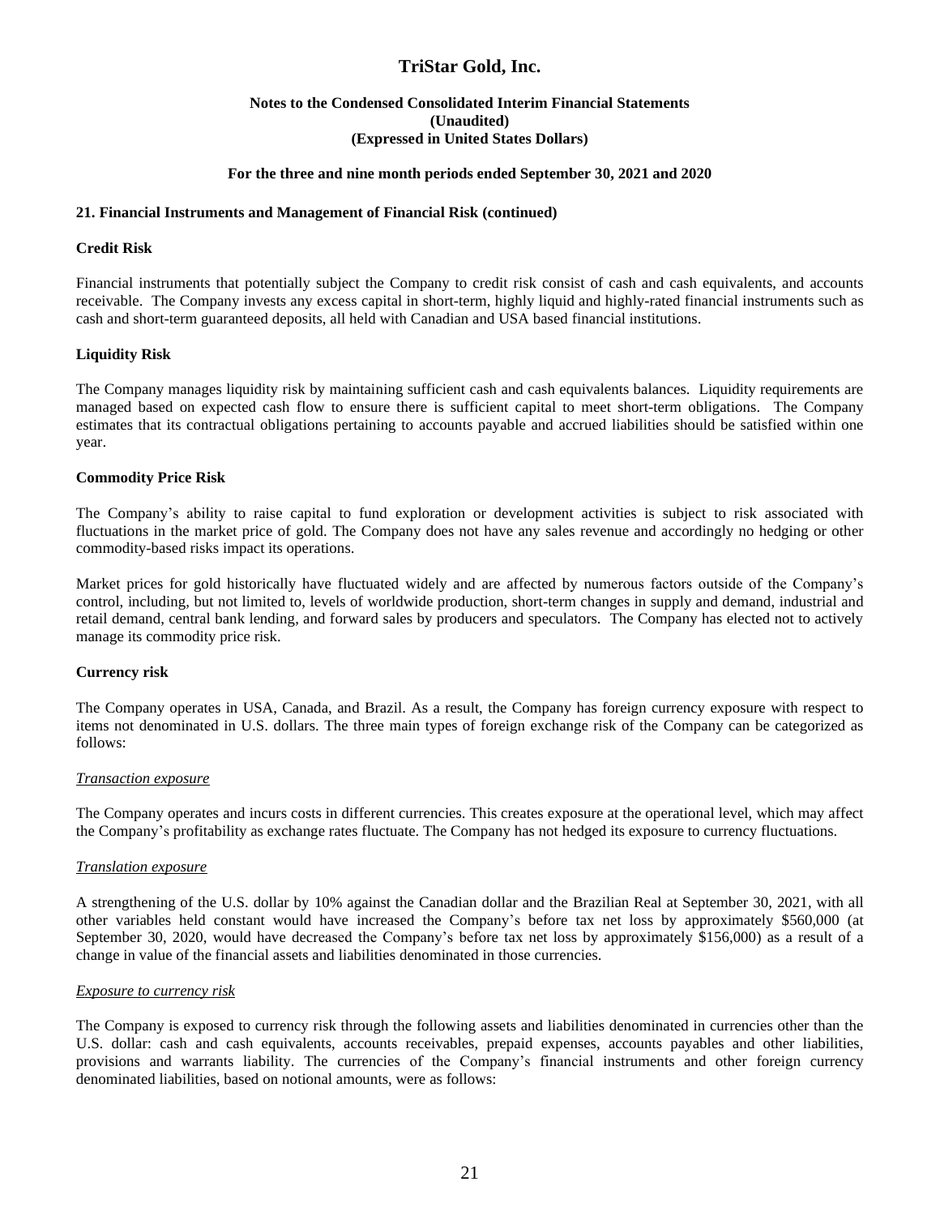## 21. Financial Instruments and Management of Financial Risk (continued)

### Credit Risk

Financial instruments that potentially subject the Company to credit risk consist of cash and cash equivalents, and accounts receivable. The Company invests any excess capital in short-term, highly liquid and highly-rated financial instruments such as cash and short-term guaranteed deposits, all held with Canadian and USA based financial institutions.

### Liquidity Risk

The Company manages liquidity risk by maintaining sufficient cash and cash equivalents balances. Liquidity requirements are managed based on expected cash flow to ensure there is sufficient capital to meet short-term obligations. The Company estimates that its contractual obligations pertaining to accounts payable and accrued liabilities should be satisfied within one year.

### Commodity Price Risk

The Company's ability to raise capital to fund exploration or development activities is subject to risk associated with fluctuations in the market price of gold. The Company does not have any sales revenue and accordingly no hedging or other commodity-based risks impact its operations.

Market prices for gold historically have fluctuated widely and are affected by numerous factors outside of the Company's control, including, but not limited to, levels of worldwide production, short-term changes in supply and demand, industrial and retail demand, central bank lending, and forward sales by producers and speculators. The Company has elected not to actively manage its commodity price risk.

### Currency risk

The Company operates in USA, Canada, and Brazil. As a result, the Company has foreign currency exposure with respect to items not denominated in U.S. dollars. The three main types of foreign exchange risk of the Company can be categorized as follows:

*Transaction exposure*

The Company operates and incurs costs in different currencies. This creates exposure at the operational level, which may affect the Company's profitability as exchange rates fluctuate. The Company has not hedged its exposure to currency fluctuations.

*Translation exposure*

A strengthening of the U.S. dollar by 10% against the Canadian dollar and the Brazilian Real at September 30, 2021, with all other variables held constant would have increased the Company's before tax net loss by approximately $560,000 (at September 30, 2020, would have decreased the Company's before tax net loss by approximately $156,000) as a result of a change in value of the financial assets and liabilities denominated in those currencies.

*Exposure to currency risk*

The Company is exposed to currency risk through the following assets and liabilities denominated in currencies other than the U.S. dollar: cash and cash equivalents, accounts receivables, prepaid expenses, accounts payables and other liabilities, provisions and warrants liability. The currencies of the Company's financial instruments and other foreign currency denominated liabilities, based on notional amounts, were as follows: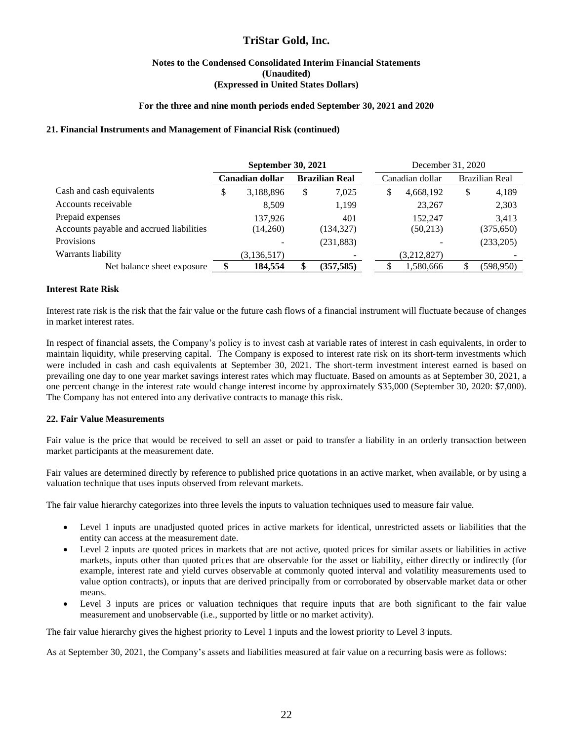# TriStar Gold, Inc.

**Notes to the Condensed Consolidated Interim Financial Statements**
**(Unaudited)**
**(Expressed in United States Dollars)**

**For the three and nine month periods ended September 30, 2021 and 2020**

### 21. Financial Instruments and Management of Financial Risk (continued)

| | **September 30, 2021** | | December 31, 2020 | |
|---|---|---|---|---|
| | **Canadian dollar** | **Brazilian Real** | Canadian dollar | Brazilian Real |
| Cash and cash equivalents | $ 3,188,896 | $ 7,025 | $ 4,668,192 | $ 4,189 |
| Accounts receivable | 8,509 | 1,199 | 23,267 | 2,303 |
| Prepaid expenses | 137,926 | 401 | 152,247 | 3,413 |
| Accounts payable and accrued liabilities | (14,260) | (134,327) | (50,213) | (375,650) |
| Provisions | - | (231,883) | - | (233,205) |
| Warrants liability | (3,136,517) | - | (3,212,827) | - |
| Net balance sheet exposure | **$ 184,554** | **$ (357,585)** | $ 1,580,666 | $ (598,950) |

**Interest Rate Risk**

Interest rate risk is the risk that the fair value or the future cash flows of a financial instrument will fluctuate because of changes in market interest rates.

In respect of financial assets, the Company's policy is to invest cash at variable rates of interest in cash equivalents, in order to maintain liquidity, while preserving capital. The Company is exposed to interest rate risk on its short-term investments which were included in cash and cash equivalents at September 30, 2021. The short-term investment interest earned is based on prevailing one day to one year market savings interest rates which may fluctuate. Based on amounts as at September 30, 2021, a one percent change in the interest rate would change interest income by approximately $35,000 (September 30, 2020: $7,000). The Company has not entered into any derivative contracts to manage this risk.

### 22. Fair Value Measurements

Fair value is the price that would be received to sell an asset or paid to transfer a liability in an orderly transaction between market participants at the measurement date.

Fair values are determined directly by reference to published price quotations in an active market, when available, or by using a valuation technique that uses inputs observed from relevant markets.

The fair value hierarchy categorizes into three levels the inputs to valuation techniques used to measure fair value.

- Level 1 inputs are unadjusted quoted prices in active markets for identical, unrestricted assets or liabilities that the entity can access at the measurement date.
- Level 2 inputs are quoted prices in markets that are not active, quoted prices for similar assets or liabilities in active markets, inputs other than quoted prices that are observable for the asset or liability, either directly or indirectly (for example, interest rate and yield curves observable at commonly quoted interval and volatility measurements used to value option contracts), or inputs that are derived principally from or corroborated by observable market data or other means.
- Level 3 inputs are prices or valuation techniques that require inputs that are both significant to the fair value measurement and unobservable (i.e., supported by little or no market activity).

The fair value hierarchy gives the highest priority to Level 1 inputs and the lowest priority to Level 3 inputs.

As at September 30, 2021, the Company's assets and liabilities measured at fair value on a recurring basis were as follows: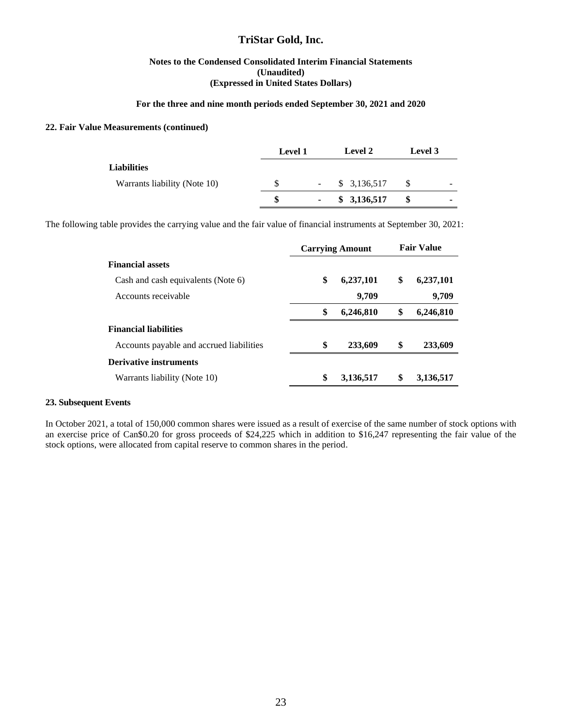## 22. Fair Value Measurements (continued)

| | Level 1 | Level 2 | Level 3 |
|---|---|---|---|
| **Liabilities** | | | |
| Warrants liability (Note 10) | $ - | $ 3,136,517 | $ - |
| | **$ -** | **$ 3,136,517** | **$ -** |

The following table provides the carrying value and the fair value of financial instruments at September 30, 2021:

| | Carrying Amount | Fair Value |
|---|---|---|
| **Financial assets** | | |
| Cash and cash equivalents (Note 6) | **$ 6,237,101** | **$ 6,237,101** |
| Accounts receivable | **9,709** | **9,709** |
| | **$ 6,246,810** | **$ 6,246,810** |
| **Financial liabilities** | | |
| Accounts payable and accrued liabilities | **$ 233,609** | **$ 233,609** |
| **Derivative instruments** | | |
| Warrants liability (Note 10) | **$ 3,136,517** | **$ 3,136,517** |

## 23. Subsequent Events

In October 2021, a total of 150,000 common shares were issued as a result of exercise of the same number of stock options with an exercise price of Can$0.20 for gross proceeds of $24,225 which in addition to $16,247 representing the fair value of the stock options, were allocated from capital reserve to common shares in the period.